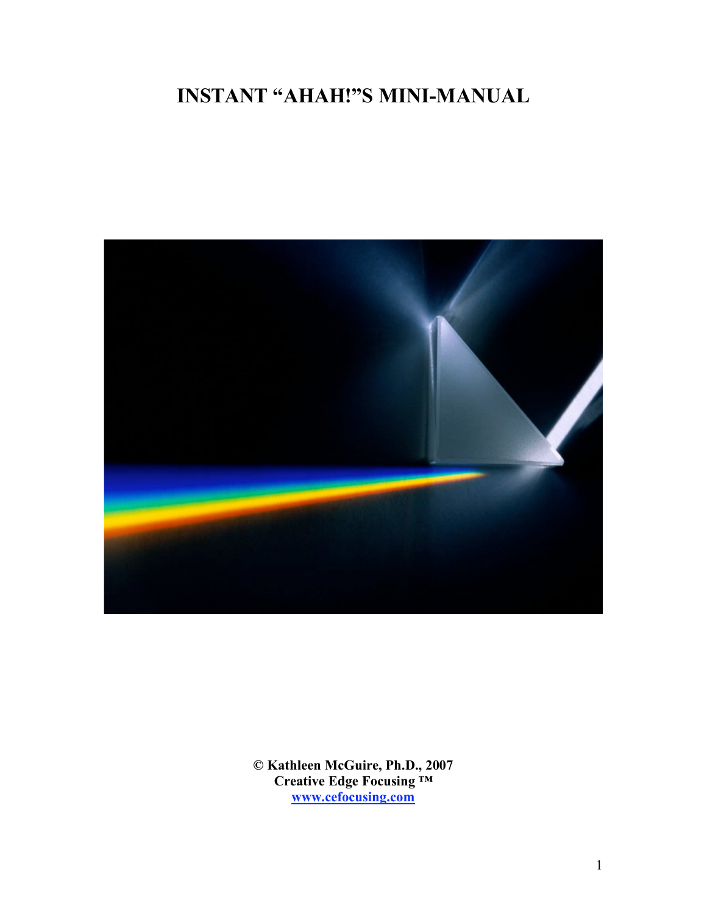# INSTANT "AHAH!"S MINI-MANUAL

**© Kathleen McGuire, Ph.D., 2007**
**Creative Edge Focusing ™**
**www.cefocusing.com**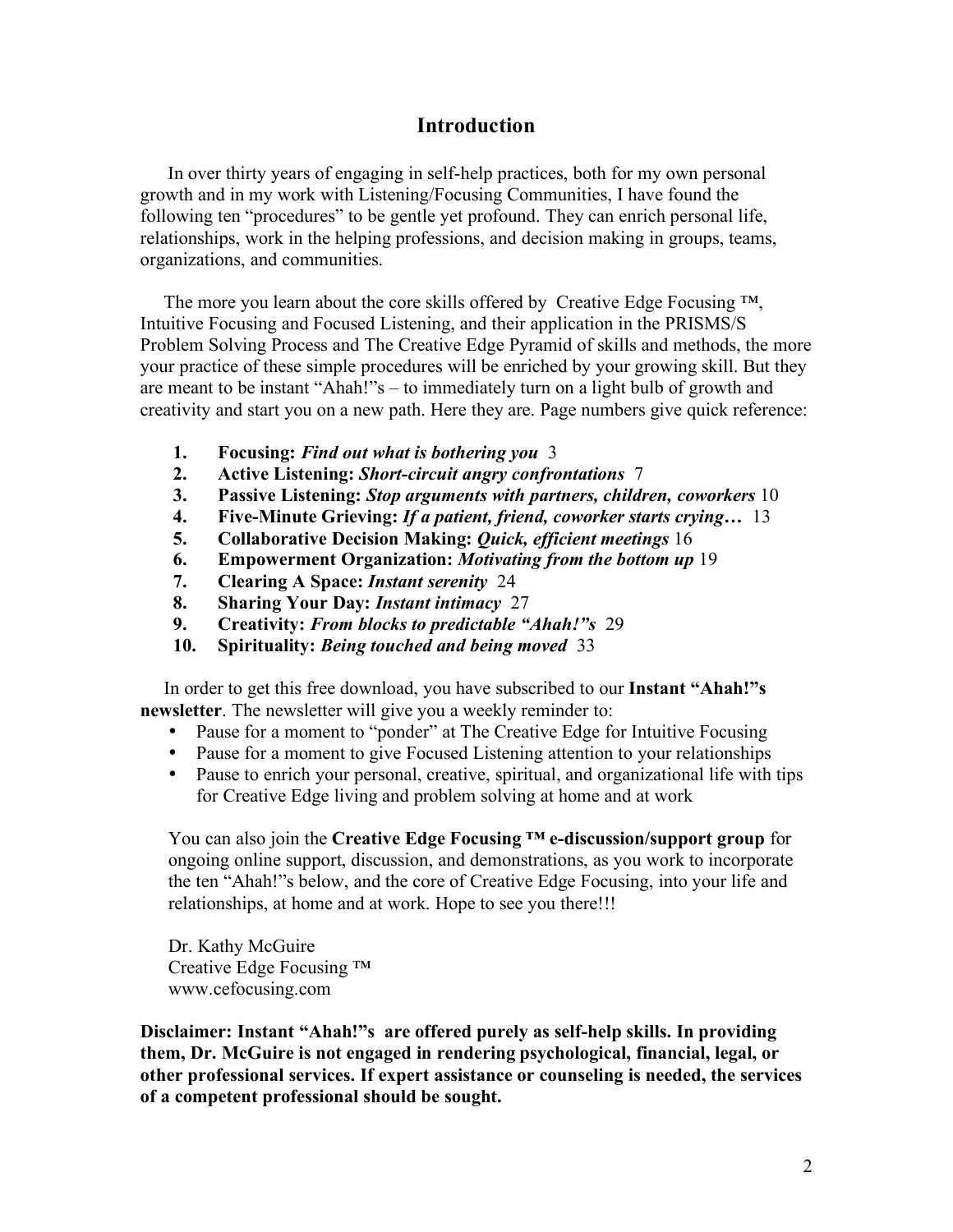# Introduction

In over thirty years of engaging in self-help practices, both for my own personal growth and in my work with Listening/Focusing Communities, I have found the following ten "procedures" to be gentle yet profound. They can enrich personal life, relationships, work in the helping professions, and decision making in groups, teams, organizations, and communities.

The more you learn about the core skills offered by Creative Edge Focusing ™, Intuitive Focusing and Focused Listening, and their application in the PRISMS/S Problem Solving Process and The Creative Edge Pyramid of skills and methods, the more your practice of these simple procedures will be enriched by your growing skill. But they are meant to be instant "Ahah!"s – to immediately turn on a light bulb of growth and creativity and start you on a new path. Here they are. Page numbers give quick reference:

1. **Focusing:** ***Find out what is bothering you*** 3
2. **Active Listening:** ***Short-circuit angry confrontations*** 7
3. **Passive Listening:** ***Stop arguments with partners, children, coworkers*** 10
4. **Five-Minute Grieving:** ***If a patient, friend, coworker starts crying…*** 13
5. **Collaborative Decision Making:** ***Quick, efficient meetings*** 16
6. **Empowerment Organization:** ***Motivating from the bottom up*** 19
7. **Clearing A Space:** ***Instant serenity*** 24
8. **Sharing Your Day:** ***Instant intimacy*** 27
9. **Creativity:** ***From blocks to predictable "Ahah!"s*** 29
10. **Spirituality:** ***Being touched and being moved*** 33

In order to get this free download, you have subscribed to our **Instant "Ahah!"s newsletter**. The newsletter will give you a weekly reminder to:

- Pause for a moment to "ponder" at The Creative Edge for Intuitive Focusing
- Pause for a moment to give Focused Listening attention to your relationships
- Pause to enrich your personal, creative, spiritual, and organizational life with tips for Creative Edge living and problem solving at home and at work

You can also join the **Creative Edge Focusing ™ e-discussion/support group** for ongoing online support, discussion, and demonstrations, as you work to incorporate the ten "Ahah!"s below, and the core of Creative Edge Focusing, into your life and relationships, at home and at work. Hope to see you there!!!

Dr. Kathy McGuire
Creative Edge Focusing ™
www.cefocusing.com

**Disclaimer: Instant "Ahah!"s are offered purely as self-help skills. In providing them, Dr. McGuire is not engaged in rendering psychological, financial, legal, or other professional services. If expert assistance or counseling is needed, the services of a competent professional should be sought.**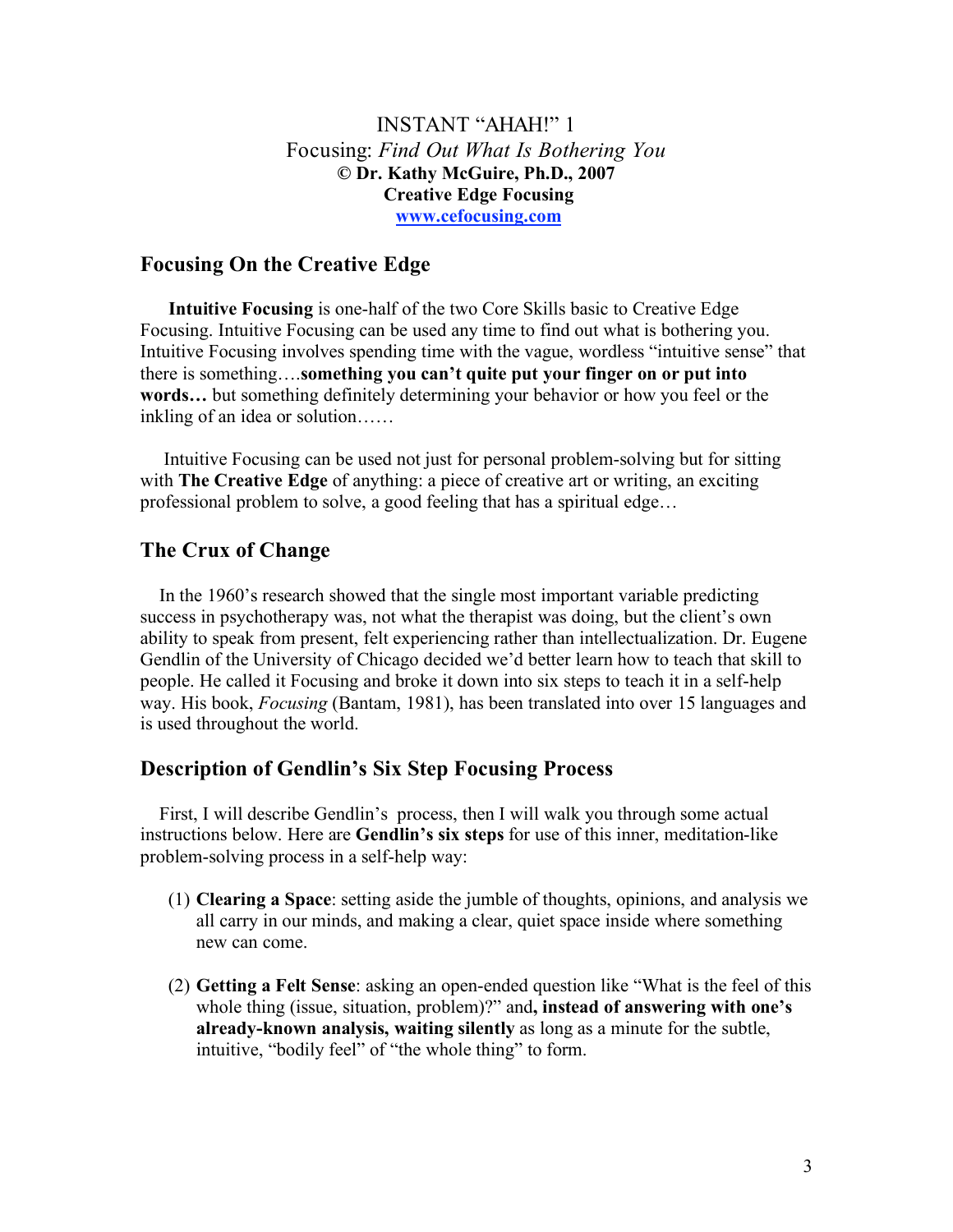INSTANT "AHAH!" 1

Focusing: *Find Out What Is Bothering You*

**© Dr. Kathy McGuire, Ph.D., 2007**

**Creative Edge Focusing**

**www.cefocusing.com**

## Focusing On the Creative Edge

**Intuitive Focusing** is one-half of the two Core Skills basic to Creative Edge Focusing. Intuitive Focusing can be used any time to find out what is bothering you. Intuitive Focusing involves spending time with the vague, wordless "intuitive sense" that there is something….**something you can't quite put your finger on or put into words…** but something definitely determining your behavior or how you feel or the inkling of an idea or solution……

Intuitive Focusing can be used not just for personal problem-solving but for sitting with **The Creative Edge** of anything: a piece of creative art or writing, an exciting professional problem to solve, a good feeling that has a spiritual edge…

## The Crux of Change

In the 1960's research showed that the single most important variable predicting success in psychotherapy was, not what the therapist was doing, but the client's own ability to speak from present, felt experiencing rather than intellectualization. Dr. Eugene Gendlin of the University of Chicago decided we'd better learn how to teach that skill to people. He called it Focusing and broke it down into six steps to teach it in a self-help way. His book, *Focusing* (Bantam, 1981), has been translated into over 15 languages and is used throughout the world.

## Description of Gendlin's Six Step Focusing Process

First, I will describe Gendlin's process, then I will walk you through some actual instructions below. Here are **Gendlin's six steps** for use of this inner, meditation-like problem-solving process in a self-help way:

(1) **Clearing a Space**: setting aside the jumble of thoughts, opinions, and analysis we all carry in our minds, and making a clear, quiet space inside where something new can come.

(2) **Getting a Felt Sense**: asking an open-ended question like "What is the feel of this whole thing (issue, situation, problem)?" and**, instead of answering with one's already-known analysis, waiting silently** as long as a minute for the subtle, intuitive, "bodily feel" of "the whole thing" to form.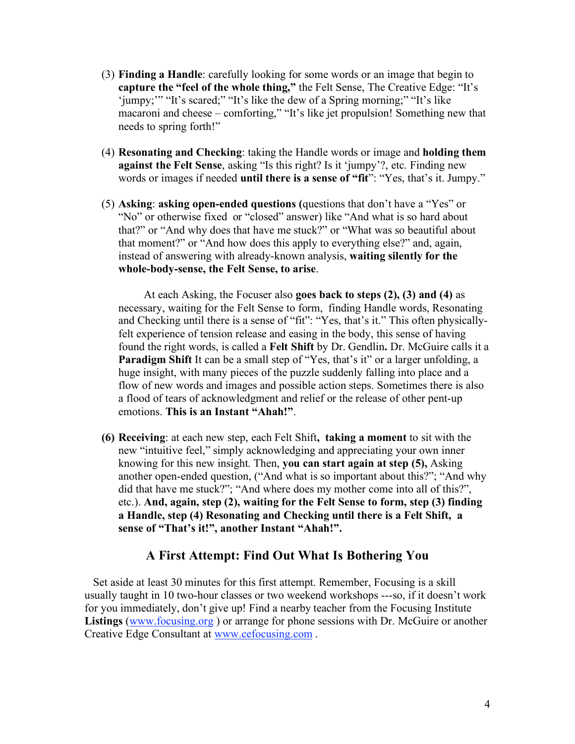(3) **Finding a Handle**: carefully looking for some words or an image that begin to **capture the "feel of the whole thing,"** the Felt Sense, The Creative Edge: "It's 'jumpy;'" "It's scared;" "It's like the dew of a Spring morning;" "It's like macaroni and cheese – comforting," "It's like jet propulsion! Something new that needs to spring forth!"

(4) **Resonating and Checking**: taking the Handle words or image and **holding them against the Felt Sense**, asking "Is this right? Is it 'jumpy'?, etc. Finding new words or images if needed **until there is a sense of "fit**": "Yes, that's it. Jumpy."

(5) **Asking**: **asking open-ended questions (**questions that don't have a "Yes" or "No" or otherwise fixed or "closed" answer) like "And what is so hard about that?" or "And why does that have me stuck?" or "What was so beautiful about that moment?" or "And how does this apply to everything else?" and, again, instead of answering with already-known analysis, **waiting silently for the whole-body-sense, the Felt Sense, to arise**.

At each Asking, the Focuser also **goes back to steps (2), (3) and (4)** as necessary, waiting for the Felt Sense to form, finding Handle words, Resonating and Checking until there is a sense of "fit": "Yes, that's it." This often physically-felt experience of tension release and easing in the body, this sense of having found the right words, is called a **Felt Shift** by Dr. Gendlin**.** Dr. McGuire calls it a **Paradigm Shift** It can be a small step of "Yes, that's it" or a larger unfolding, a huge insight, with many pieces of the puzzle suddenly falling into place and a flow of new words and images and possible action steps. Sometimes there is also a flood of tears of acknowledgment and relief or the release of other pent-up emotions. **This is an Instant "Ahah!"**.

**(6) Receiving**: at each new step, each Felt Shift**, taking a moment** to sit with the new "intuitive feel," simply acknowledging and appreciating your own inner knowing for this new insight. Then, **you can start again at step (5),** Asking another open-ended question, ("And what is so important about this?"; "And why did that have me stuck?"; "And where does my mother come into all of this?", etc.). **And, again, step (2), waiting for the Felt Sense to form, step (3) finding a Handle, step (4) Resonating and Checking until there is a Felt Shift, a sense of "That's it!", another Instant "Ahah!".**

## A First Attempt: Find Out What Is Bothering You

Set aside at least 30 minutes for this first attempt. Remember, Focusing is a skill usually taught in 10 two-hour classes or two weekend workshops ---so, if it doesn't work for you immediately, don't give up! Find a nearby teacher from the Focusing Institute **Listings** (www.focusing.org ) or arrange for phone sessions with Dr. McGuire or another Creative Edge Consultant at www.cefocusing.com .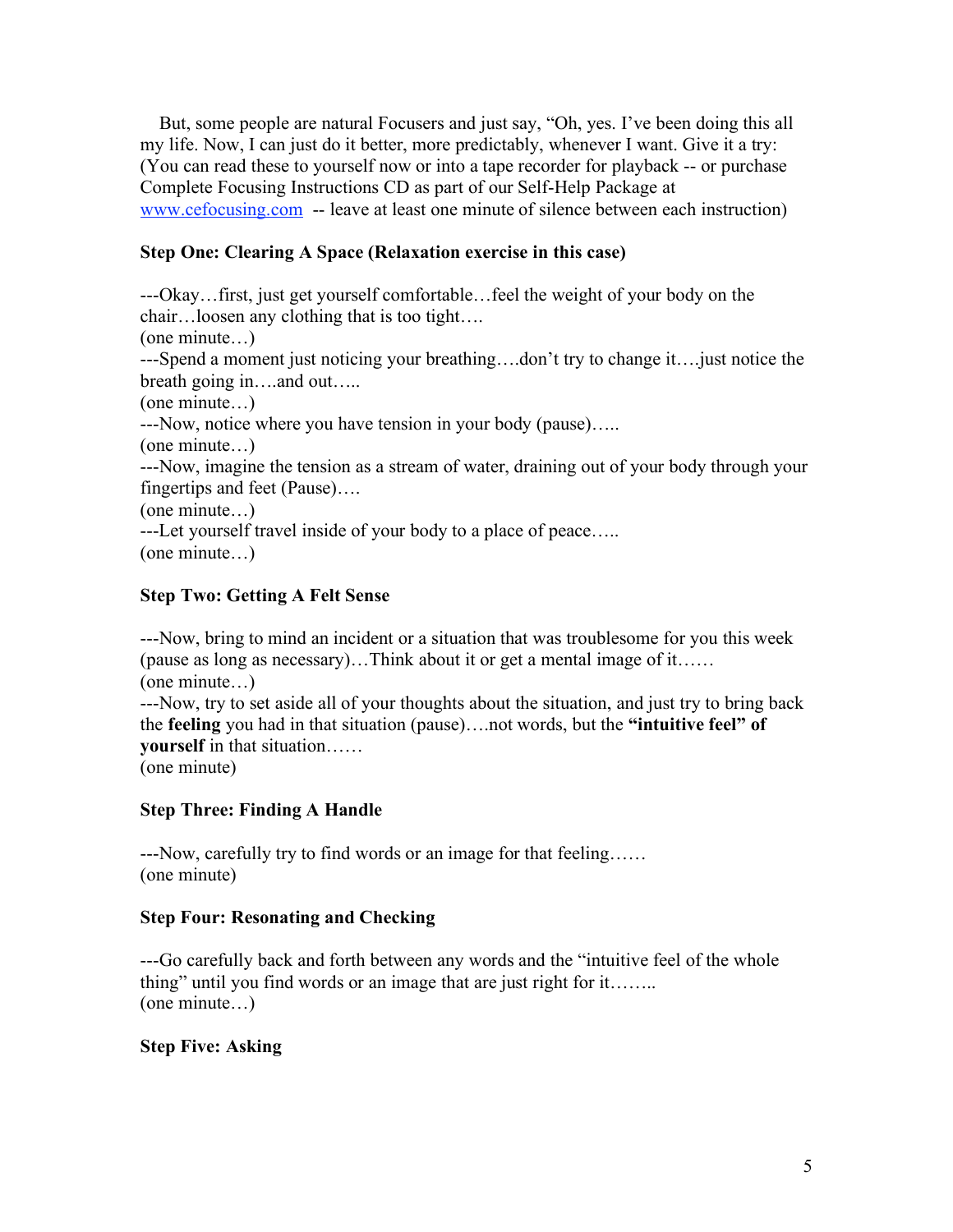But, some people are natural Focusers and just say, "Oh, yes. I've been doing this all my life. Now, I can just do it better, more predictably, whenever I want. Give it a try: (You can read these to yourself now or into a tape recorder for playback -- or purchase Complete Focusing Instructions CD as part of our Self-Help Package at [www.cefocusing.com](http://www.cefocusing.com) -- leave at least one minute of silence between each instruction)

**Step One: Clearing A Space (Relaxation exercise in this case)**

---Okay…first, just get yourself comfortable…feel the weight of your body on the chair…loosen any clothing that is too tight….
(one minute…)
---Spend a moment just noticing your breathing….don't try to change it….just notice the breath going in….and out…..
(one minute…)
---Now, notice where you have tension in your body (pause)…..
(one minute…)
---Now, imagine the tension as a stream of water, draining out of your body through your fingertips and feet (Pause)….
(one minute…)
---Let yourself travel inside of your body to a place of peace…..
(one minute…)

**Step Two: Getting A Felt Sense**

---Now, bring to mind an incident or a situation that was troublesome for you this week (pause as long as necessary)…Think about it or get a mental image of it……
(one minute…)
---Now, try to set aside all of your thoughts about the situation, and just try to bring back the **feeling** you had in that situation (pause)….not words, but the **"intuitive feel" of yourself** in that situation……
(one minute)

**Step Three: Finding A Handle**

---Now, carefully try to find words or an image for that feeling……
(one minute)

**Step Four: Resonating and Checking**

---Go carefully back and forth between any words and the "intuitive feel of the whole thing" until you find words or an image that are just right for it……..
(one minute…)

**Step Five: Asking**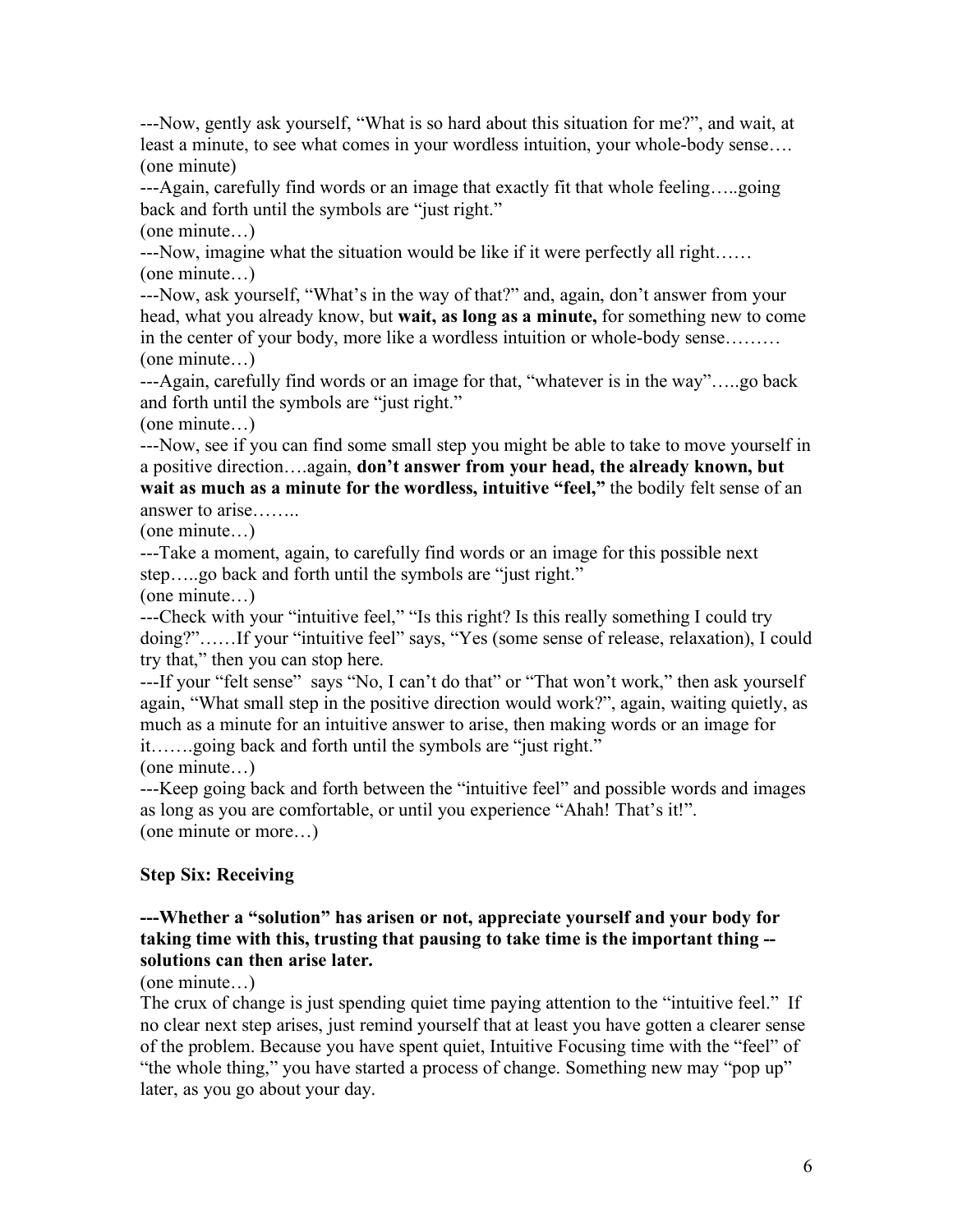---Now, gently ask yourself, "What is so hard about this situation for me?", and wait, at least a minute, to see what comes in your wordless intuition, your whole-body sense….
(one minute)

---Again, carefully find words or an image that exactly fit that whole feeling…..going back and forth until the symbols are "just right."
(one minute…)

---Now, imagine what the situation would be like if it were perfectly all right……
(one minute…)

---Now, ask yourself, "What's in the way of that?" and, again, don't answer from your head, what you already know, but **wait, as long as a minute,** for something new to come in the center of your body, more like a wordless intuition or whole-body sense………
(one minute…)

---Again, carefully find words or an image for that, "whatever is in the way"…..go back and forth until the symbols are "just right."
(one minute…)

---Now, see if you can find some small step you might be able to take to move yourself in a positive direction….again, **don't answer from your head, the already known, but wait as much as a minute for the wordless, intuitive "feel,"** the bodily felt sense of an answer to arise……..
(one minute…)

---Take a moment, again, to carefully find words or an image for this possible next step…..go back and forth until the symbols are "just right."
(one minute…)

---Check with your "intuitive feel," "Is this right? Is this really something I could try doing?"……If your "intuitive feel" says, "Yes (some sense of release, relaxation), I could try that," then you can stop here.

---If your "felt sense" says "No, I can't do that" or "That won't work," then ask yourself again, "What small step in the positive direction would work?", again, waiting quietly, as much as a minute for an intuitive answer to arise, then making words or an image for it…….going back and forth until the symbols are "just right."
(one minute…)

---Keep going back and forth between the "intuitive feel" and possible words and images as long as you are comfortable, or until you experience "Ahah! That's it!".
(one minute or more…)

### Step Six: Receiving

**---Whether a "solution" has arisen or not, appreciate yourself and your body for taking time with this, trusting that pausing to take time is the important thing -- solutions can then arise later.**
(one minute…)

The crux of change is just spending quiet time paying attention to the "intuitive feel." If no clear next step arises, just remind yourself that at least you have gotten a clearer sense of the problem. Because you have spent quiet, Intuitive Focusing time with the "feel" of "the whole thing," you have started a process of change. Something new may "pop up" later, as you go about your day.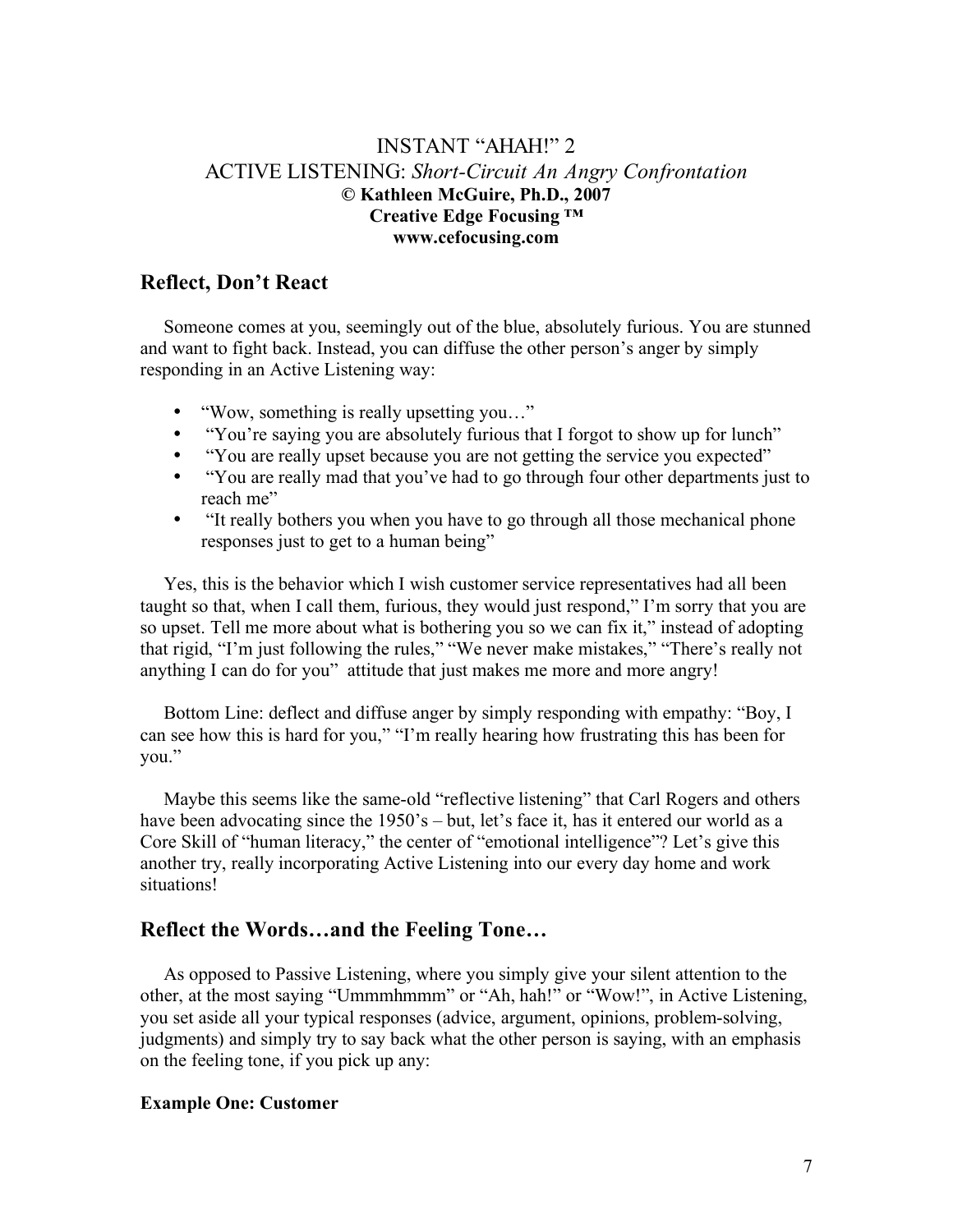# INSTANT "AHAH!" 2
## ACTIVE LISTENING: *Short-Circuit An Angry Confrontation*

**© Kathleen McGuire, Ph.D., 2007**
**Creative Edge Focusing ™**
**www.cefocusing.com**

## Reflect, Don't React

Someone comes at you, seemingly out of the blue, absolutely furious. You are stunned and want to fight back. Instead, you can diffuse the other person's anger by simply responding in an Active Listening way:

- "Wow, something is really upsetting you…"
- "You're saying you are absolutely furious that I forgot to show up for lunch"
- "You are really upset because you are not getting the service you expected"
- "You are really mad that you've had to go through four other departments just to reach me"
- "It really bothers you when you have to go through all those mechanical phone responses just to get to a human being"

Yes, this is the behavior which I wish customer service representatives had all been taught so that, when I call them, furious, they would just respond," I'm sorry that you are so upset. Tell me more about what is bothering you so we can fix it," instead of adopting that rigid, "I'm just following the rules," "We never make mistakes," "There's really not anything I can do for you" attitude that just makes me more and more angry!

Bottom Line: deflect and diffuse anger by simply responding with empathy: "Boy, I can see how this is hard for you," "I'm really hearing how frustrating this has been for you."

Maybe this seems like the same-old "reflective listening" that Carl Rogers and others have been advocating since the 1950's – but, let's face it, has it entered our world as a Core Skill of "human literacy," the center of "emotional intelligence"? Let's give this another try, really incorporating Active Listening into our every day home and work situations!

## Reflect the Words…and the Feeling Tone…

As opposed to Passive Listening, where you simply give your silent attention to the other, at the most saying "Ummmhmmm" or "Ah, hah!" or "Wow!", in Active Listening, you set aside all your typical responses (advice, argument, opinions, problem-solving, judgments) and simply try to say back what the other person is saying, with an emphasis on the feeling tone, if you pick up any:

**Example One: Customer**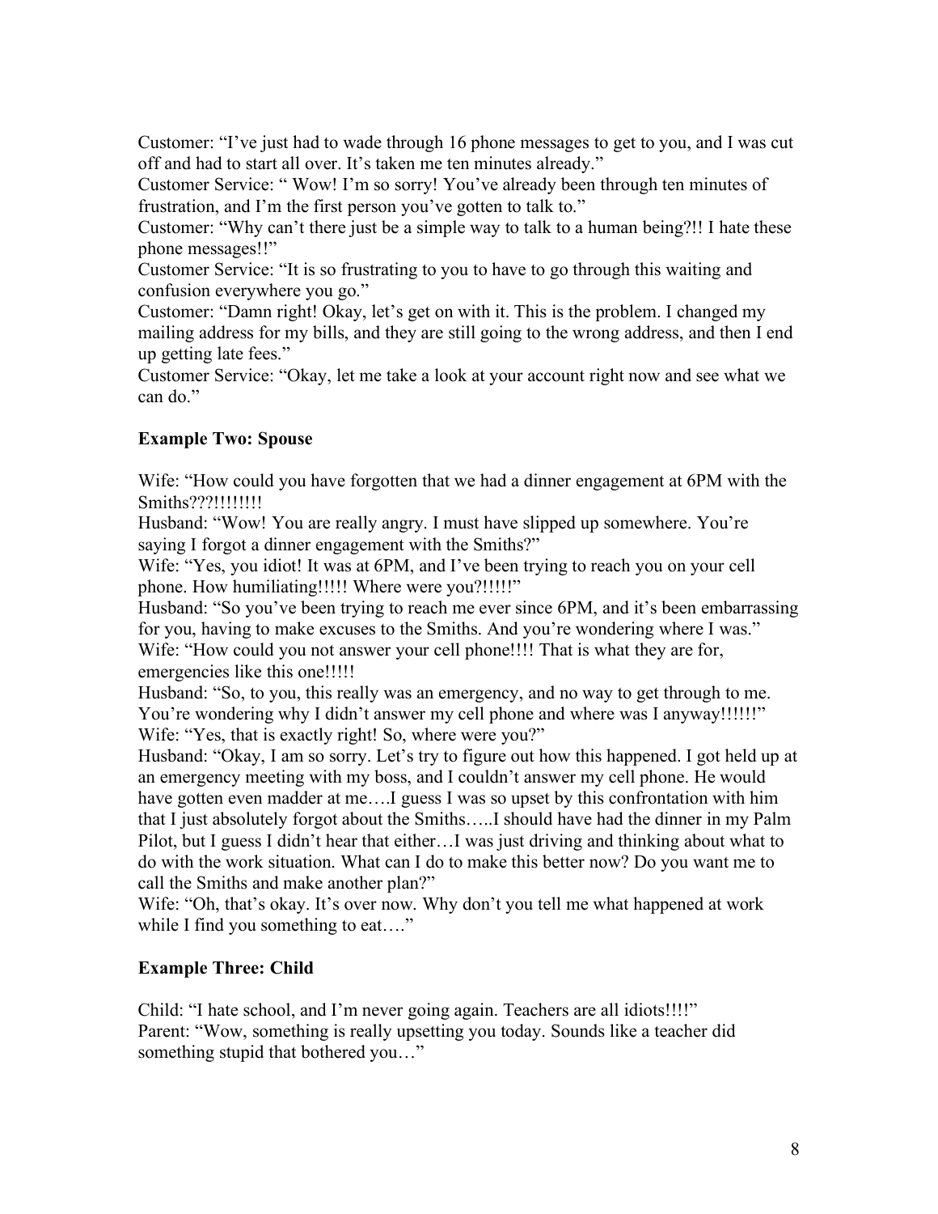Customer: "I've just had to wade through 16 phone messages to get to you, and I was cut off and had to start all over. It's taken me ten minutes already."
Customer Service: " Wow! I'm so sorry! You've already been through ten minutes of frustration, and I'm the first person you've gotten to talk to."
Customer: "Why can't there just be a simple way to talk to a human being?!! I hate these phone messages!!"
Customer Service: "It is so frustrating to you to have to go through this waiting and confusion everywhere you go."
Customer: "Damn right! Okay, let's get on with it. This is the problem. I changed my mailing address for my bills, and they are still going to the wrong address, and then I end up getting late fees."
Customer Service: "Okay, let me take a look at your account right now and see what we can do."

### Example Two: Spouse

Wife: "How could you have forgotten that we had a dinner engagement at 6PM with the Smiths???!!!!!!!!
Husband: "Wow! You are really angry. I must have slipped up somewhere. You're saying I forgot a dinner engagement with the Smiths?"
Wife: "Yes, you idiot! It was at 6PM, and I've been trying to reach you on your cell phone. How humiliating!!!!! Where were you?!!!!!"
Husband: "So you've been trying to reach me ever since 6PM, and it's been embarrassing for you, having to make excuses to the Smiths. And you're wondering where I was."
Wife: "How could you not answer your cell phone!!!! That is what they are for, emergencies like this one!!!!!
Husband: "So, to you, this really was an emergency, and no way to get through to me. You're wondering why I didn't answer my cell phone and where was I anyway!!!!!!"
Wife: "Yes, that is exactly right! So, where were you?"
Husband: "Okay, I am so sorry. Let's try to figure out how this happened. I got held up at an emergency meeting with my boss, and I couldn't answer my cell phone. He would have gotten even madder at me….I guess I was so upset by this confrontation with him that I just absolutely forgot about the Smiths…..I should have had the dinner in my Palm Pilot, but I guess I didn't hear that either…I was just driving and thinking about what to do with the work situation. What can I do to make this better now? Do you want me to call the Smiths and make another plan?"
Wife: "Oh, that's okay. It's over now. Why don't you tell me what happened at work while I find you something to eat…."

### Example Three: Child

Child: "I hate school, and I'm never going again. Teachers are all idiots!!!!"
Parent: "Wow, something is really upsetting you today. Sounds like a teacher did something stupid that bothered you…"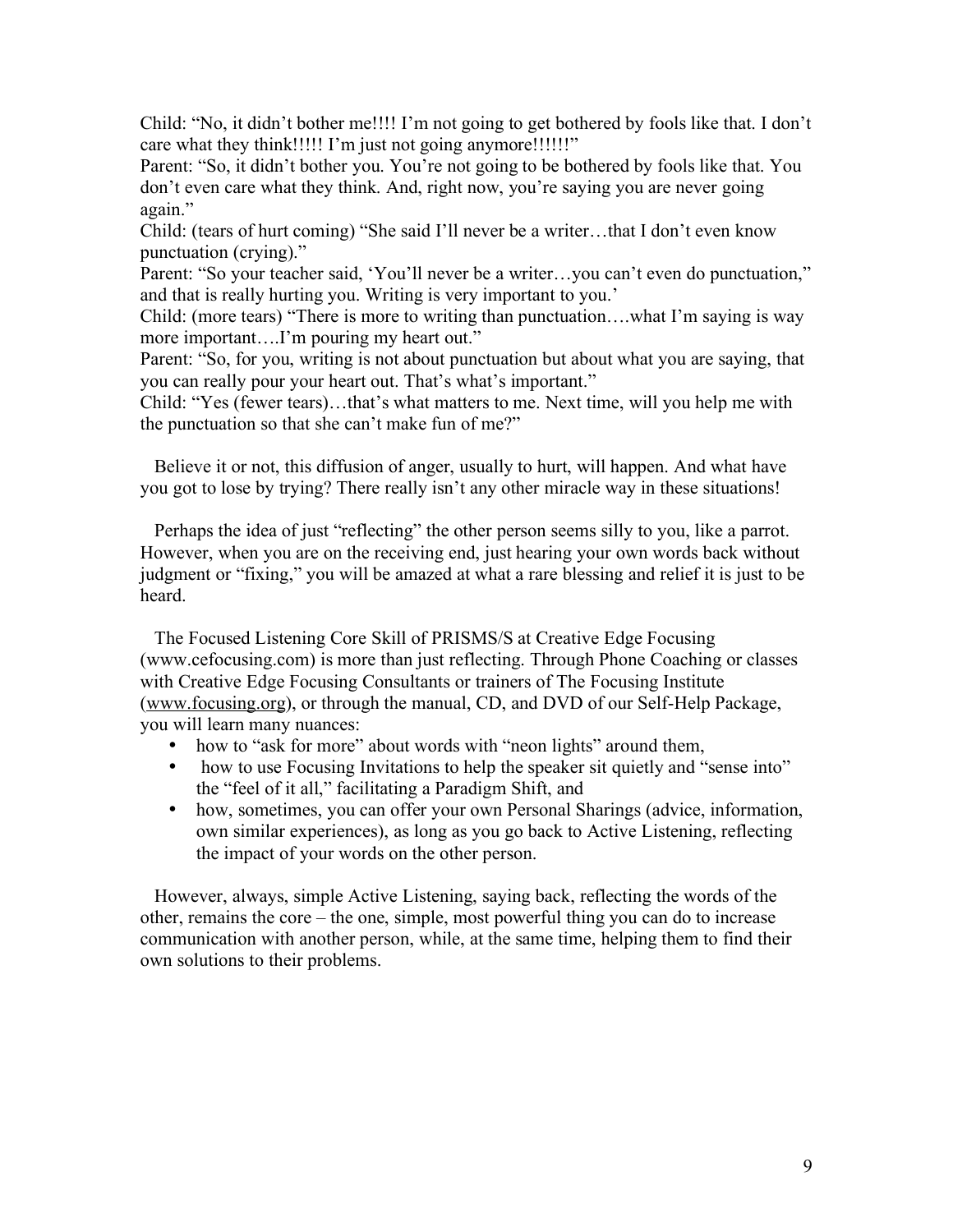Child: "No, it didn't bother me!!!! I'm not going to get bothered by fools like that. I don't care what they think!!!!! I'm just not going anymore!!!!!!"

Parent: "So, it didn't bother you. You're not going to be bothered by fools like that. You don't even care what they think. And, right now, you're saying you are never going again."

Child: (tears of hurt coming) "She said I'll never be a writer…that I don't even know punctuation (crying)."

Parent: "So your teacher said, 'You'll never be a writer…you can't even do punctuation," and that is really hurting you. Writing is very important to you.'

Child: (more tears) "There is more to writing than punctuation….what I'm saying is way more important….I'm pouring my heart out."

Parent: "So, for you, writing is not about punctuation but about what you are saying, that you can really pour your heart out. That's what's important."

Child: "Yes (fewer tears)…that's what matters to me. Next time, will you help me with the punctuation so that she can't make fun of me?"

Believe it or not, this diffusion of anger, usually to hurt, will happen. And what have you got to lose by trying? There really isn't any other miracle way in these situations!

Perhaps the idea of just "reflecting" the other person seems silly to you, like a parrot. However, when you are on the receiving end, just hearing your own words back without judgment or "fixing," you will be amazed at what a rare blessing and relief it is just to be heard.

The Focused Listening Core Skill of PRISMS/S at Creative Edge Focusing (www.cefocusing.com) is more than just reflecting. Through Phone Coaching or classes with Creative Edge Focusing Consultants or trainers of The Focusing Institute (www.focusing.org), or through the manual, CD, and DVD of our Self-Help Package, you will learn many nuances:

- how to "ask for more" about words with "neon lights" around them,
- how to use Focusing Invitations to help the speaker sit quietly and "sense into" the "feel of it all," facilitating a Paradigm Shift, and
- how, sometimes, you can offer your own Personal Sharings (advice, information, own similar experiences), as long as you go back to Active Listening, reflecting the impact of your words on the other person.

However, always, simple Active Listening, saying back, reflecting the words of the other, remains the core – the one, simple, most powerful thing you can do to increase communication with another person, while, at the same time, helping them to find their own solutions to their problems.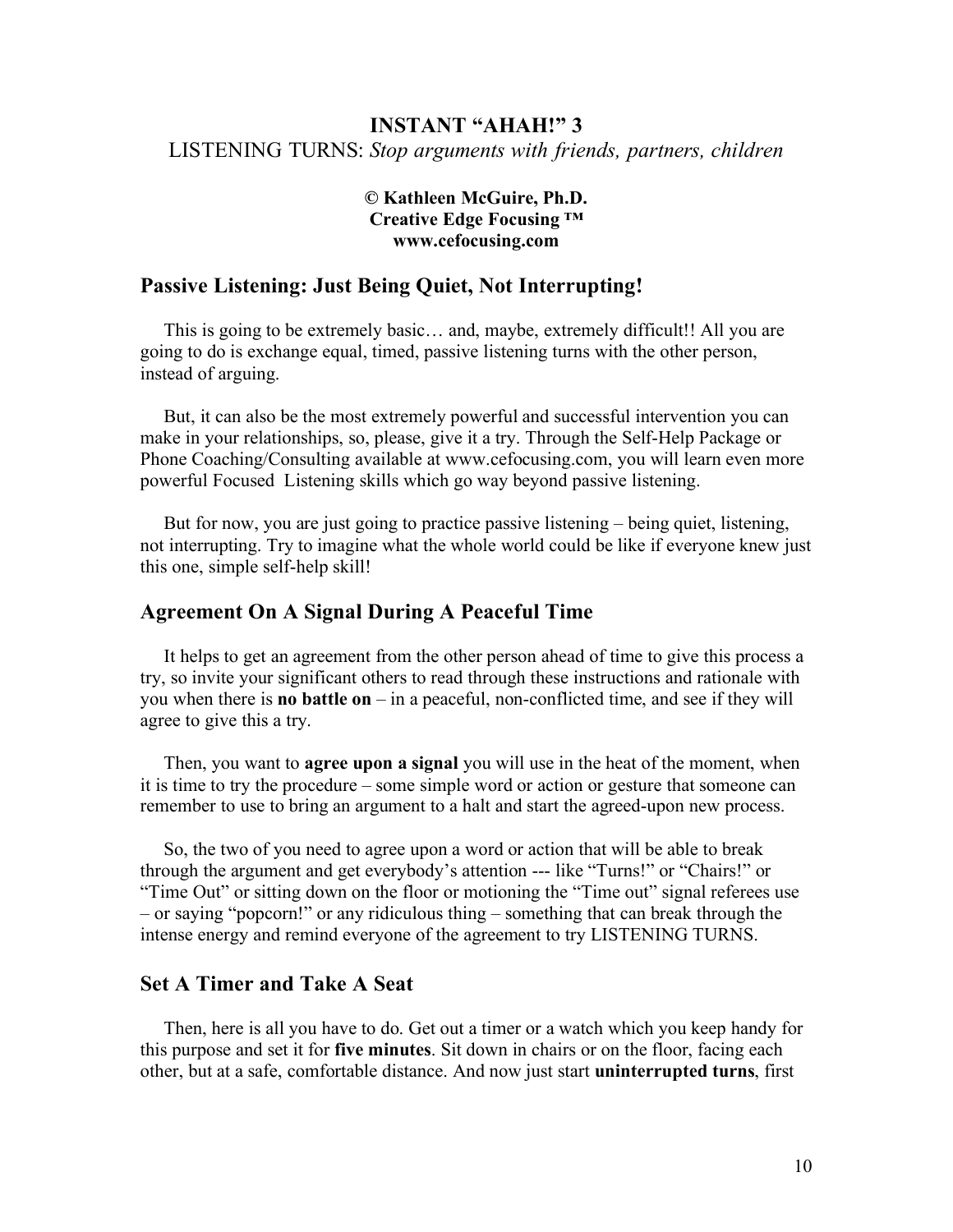# INSTANT "AHAH!" 3

LISTENING TURNS: *Stop arguments with friends, partners, children*

**© Kathleen McGuire, Ph.D.**
**Creative Edge Focusing ™**
**www.cefocusing.com**

## Passive Listening: Just Being Quiet, Not Interrupting!

This is going to be extremely basic… and, maybe, extremely difficult!! All you are going to do is exchange equal, timed, passive listening turns with the other person, instead of arguing.

But, it can also be the most extremely powerful and successful intervention you can make in your relationships, so, please, give it a try. Through the Self-Help Package or Phone Coaching/Consulting available at www.cefocusing.com, you will learn even more powerful Focused Listening skills which go way beyond passive listening.

But for now, you are just going to practice passive listening – being quiet, listening, not interrupting. Try to imagine what the whole world could be like if everyone knew just this one, simple self-help skill!

## Agreement On A Signal During A Peaceful Time

It helps to get an agreement from the other person ahead of time to give this process a try, so invite your significant others to read through these instructions and rationale with you when there is **no battle on** – in a peaceful, non-conflicted time, and see if they will agree to give this a try.

Then, you want to **agree upon a signal** you will use in the heat of the moment, when it is time to try the procedure – some simple word or action or gesture that someone can remember to use to bring an argument to a halt and start the agreed-upon new process.

So, the two of you need to agree upon a word or action that will be able to break through the argument and get everybody's attention --- like "Turns!" or "Chairs!" or "Time Out" or sitting down on the floor or motioning the "Time out" signal referees use – or saying "popcorn!" or any ridiculous thing – something that can break through the intense energy and remind everyone of the agreement to try LISTENING TURNS.

## Set A Timer and Take A Seat

Then, here is all you have to do. Get out a timer or a watch which you keep handy for this purpose and set it for **five minutes**. Sit down in chairs or on the floor, facing each other, but at a safe, comfortable distance. And now just start **uninterrupted turns**, first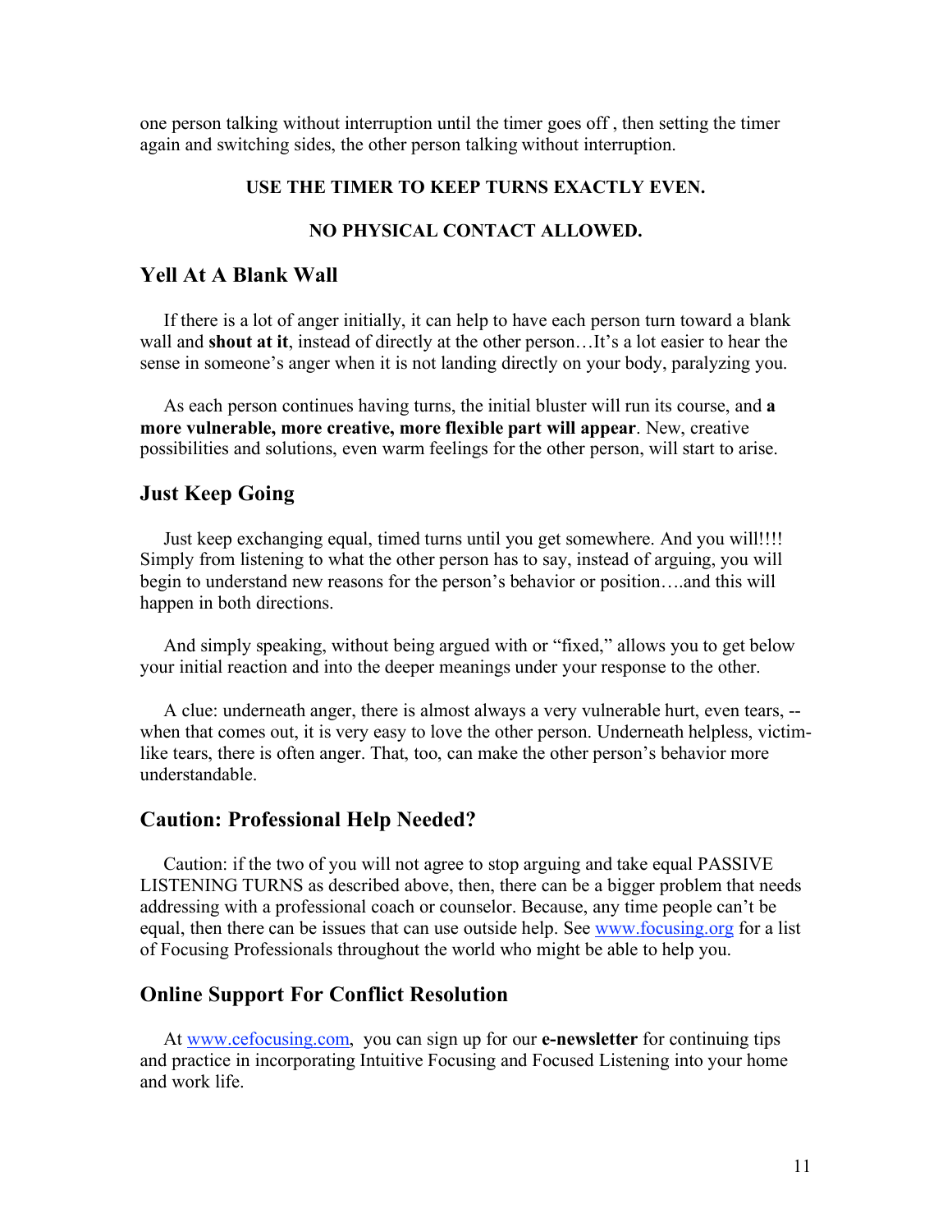one person talking without interruption until the timer goes off , then setting the timer again and switching sides, the other person talking without interruption.

**USE THE TIMER TO KEEP TURNS EXACTLY EVEN.**

**NO PHYSICAL CONTACT ALLOWED.**

## Yell At A Blank Wall

If there is a lot of anger initially, it can help to have each person turn toward a blank wall and **shout at it**, instead of directly at the other person…It's a lot easier to hear the sense in someone's anger when it is not landing directly on your body, paralyzing you.

As each person continues having turns, the initial bluster will run its course, and **a more vulnerable, more creative, more flexible part will appear**. New, creative possibilities and solutions, even warm feelings for the other person, will start to arise.

## Just Keep Going

Just keep exchanging equal, timed turns until you get somewhere. And you will!!!! Simply from listening to what the other person has to say, instead of arguing, you will begin to understand new reasons for the person's behavior or position….and this will happen in both directions.

And simply speaking, without being argued with or "fixed," allows you to get below your initial reaction and into the deeper meanings under your response to the other.

A clue: underneath anger, there is almost always a very vulnerable hurt, even tears, -- when that comes out, it is very easy to love the other person. Underneath helpless, victim-like tears, there is often anger. That, too, can make the other person's behavior more understandable.

## Caution: Professional Help Needed?

Caution: if the two of you will not agree to stop arguing and take equal PASSIVE LISTENING TURNS as described above, then, there can be a bigger problem that needs addressing with a professional coach or counselor. Because, any time people can't be equal, then there can be issues that can use outside help. See [www.focusing.org](http://www.focusing.org) for a list of Focusing Professionals throughout the world who might be able to help you.

## Online Support For Conflict Resolution

At [www.cefocusing.com](http://www.cefocusing.com), you can sign up for our **e-newsletter** for continuing tips and practice in incorporating Intuitive Focusing and Focused Listening into your home and work life.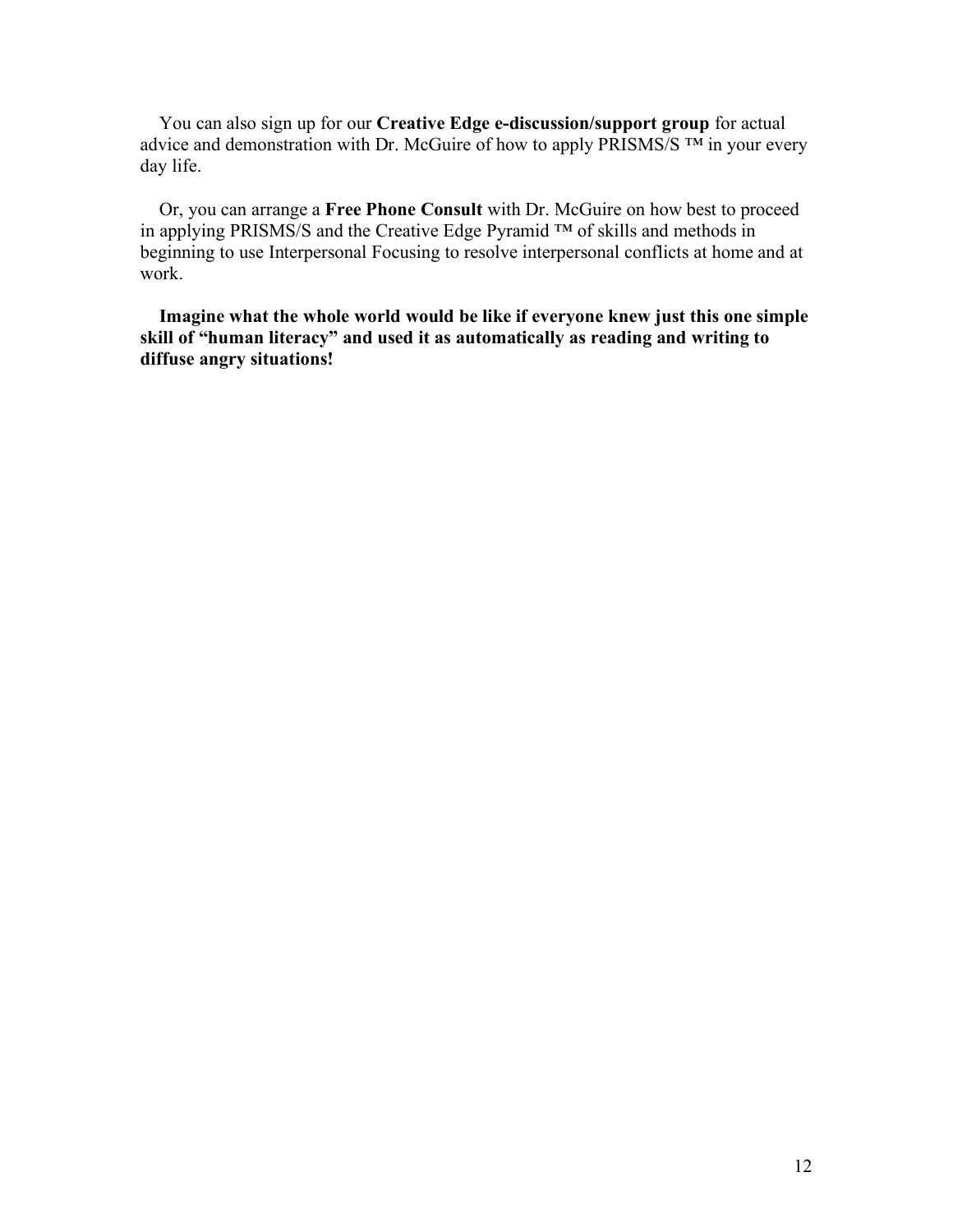You can also sign up for our **Creative Edge e-discussion/support group** for actual advice and demonstration with Dr. McGuire of how to apply PRISMS/S ™ in your every day life.

Or, you can arrange a **Free Phone Consult** with Dr. McGuire on how best to proceed in applying PRISMS/S and the Creative Edge Pyramid ™ of skills and methods in beginning to use Interpersonal Focusing to resolve interpersonal conflicts at home and at work.

**Imagine what the whole world would be like if everyone knew just this one simple skill of "human literacy" and used it as automatically as reading and writing to diffuse angry situations!**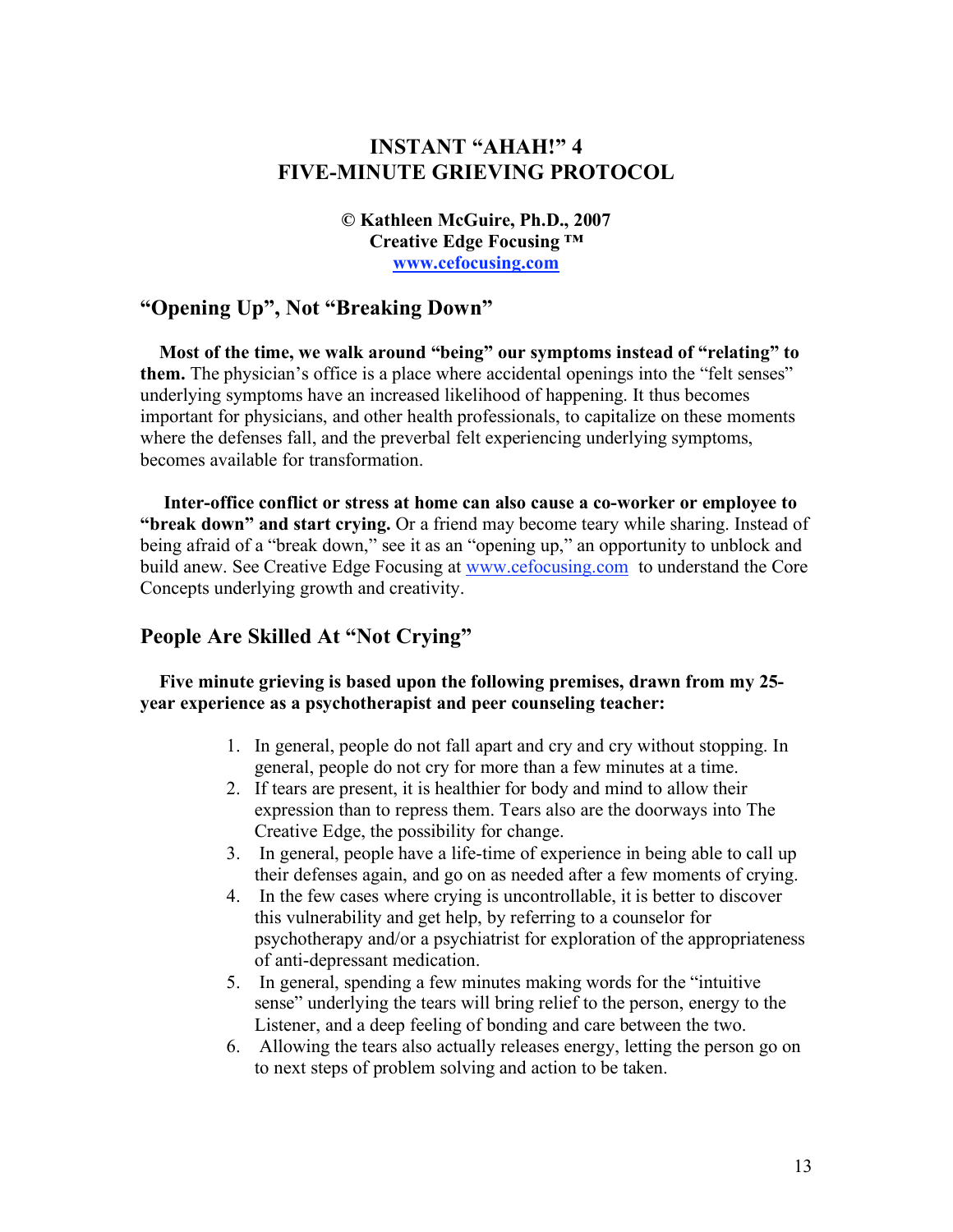# INSTANT "AHAH!" 4
# FIVE-MINUTE GRIEVING PROTOCOL

**© Kathleen McGuire, Ph.D., 2007**
**Creative Edge Focusing ™**
**[www.cefocusing.com](http://www.cefocusing.com)**

## "Opening Up", Not "Breaking Down"

**Most of the time, we walk around "being" our symptoms instead of "relating" to them.** The physician's office is a place where accidental openings into the "felt senses" underlying symptoms have an increased likelihood of happening. It thus becomes important for physicians, and other health professionals, to capitalize on these moments where the defenses fall, and the preverbal felt experiencing underlying symptoms, becomes available for transformation.

**Inter-office conflict or stress at home can also cause a co-worker or employee to "break down" and start crying.** Or a friend may become teary while sharing. Instead of being afraid of a "break down," see it as an "opening up," an opportunity to unblock and build anew. See Creative Edge Focusing at www.cefocusing.com to understand the Core Concepts underlying growth and creativity.

## People Are Skilled At "Not Crying"

**Five minute grieving is based upon the following premises, drawn from my 25-year experience as a psychotherapist and peer counseling teacher:**

1. In general, people do not fall apart and cry and cry without stopping. In general, people do not cry for more than a few minutes at a time.
2. If tears are present, it is healthier for body and mind to allow their expression than to repress them. Tears also are the doorways into The Creative Edge, the possibility for change.
3. In general, people have a life-time of experience in being able to call up their defenses again, and go on as needed after a few moments of crying.
4. In the few cases where crying is uncontrollable, it is better to discover this vulnerability and get help, by referring to a counselor for psychotherapy and/or a psychiatrist for exploration of the appropriateness of anti-depressant medication.
5. In general, spending a few minutes making words for the "intuitive sense" underlying the tears will bring relief to the person, energy to the Listener, and a deep feeling of bonding and care between the two.
6. Allowing the tears also actually releases energy, letting the person go on to next steps of problem solving and action to be taken.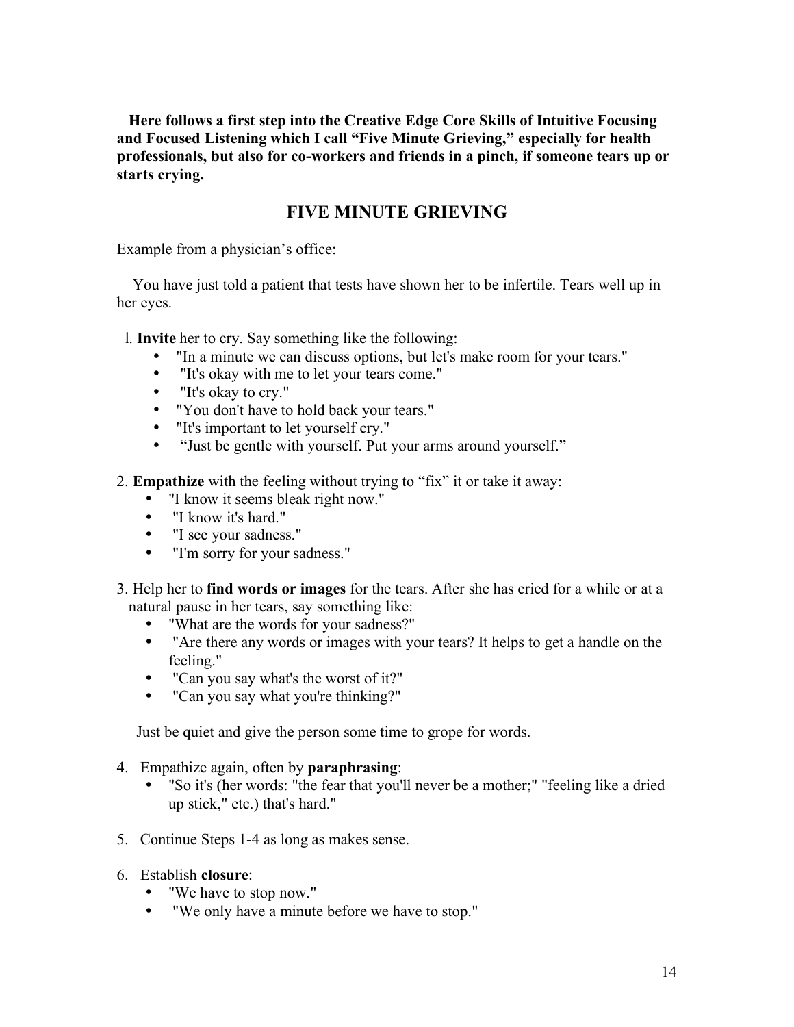**Here follows a first step into the Creative Edge Core Skills of Intuitive Focusing and Focused Listening which I call "Five Minute Grieving," especially for health professionals, but also for co-workers and friends in a pinch, if someone tears up or starts crying.**

## FIVE MINUTE GRIEVING

Example from a physician's office:

You have just told a patient that tests have shown her to be infertile. Tears well up in her eyes.

1. **Invite** her to cry. Say something like the following:
   - "In a minute we can discuss options, but let's make room for your tears."
   - "It's okay with me to let your tears come."
   - "It's okay to cry."
   - "You don't have to hold back your tears."
   - "It's important to let yourself cry."
   - "Just be gentle with yourself. Put your arms around yourself."

2. **Empathize** with the feeling without trying to "fix" it or take it away:
   - "I know it seems bleak right now."
   - "I know it's hard."
   - "I see your sadness."
   - "I'm sorry for your sadness."

3. Help her to **find words or images** for the tears. After she has cried for a while or at a natural pause in her tears, say something like:
   - "What are the words for your sadness?"
   - "Are there any words or images with your tears? It helps to get a handle on the feeling."
   - "Can you say what's the worst of it?"
   - "Can you say what you're thinking?"

   Just be quiet and give the person some time to grope for words.

4. Empathize again, often by **paraphrasing**:
   - "So it's (her words: "the fear that you'll never be a mother;" "feeling like a dried up stick," etc.) that's hard."

5. Continue Steps 1-4 as long as makes sense.

6. Establish **closure**:
   - "We have to stop now."
   - "We only have a minute before we have to stop."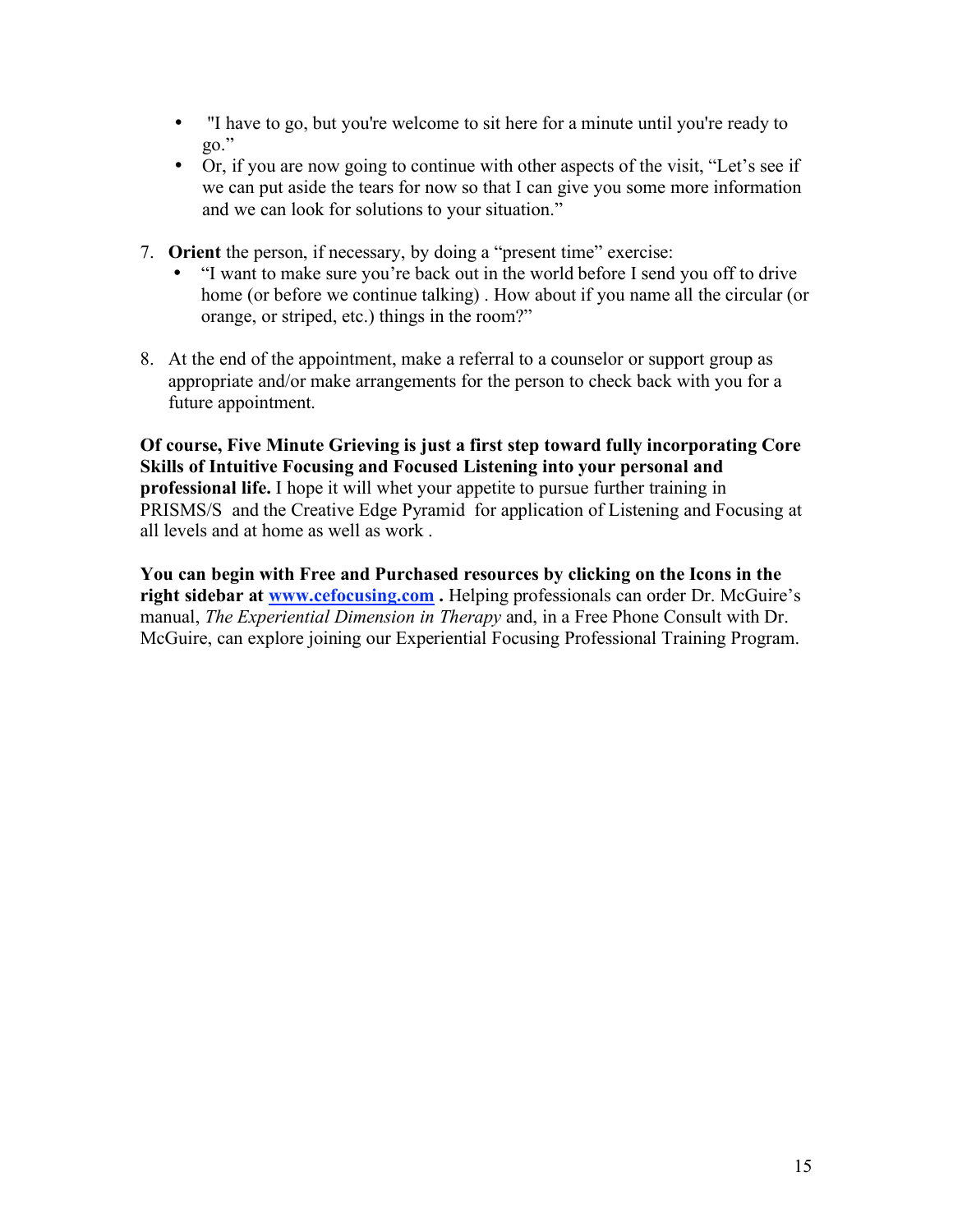- "I have to go, but you're welcome to sit here for a minute until you're ready to go."
- Or, if you are now going to continue with other aspects of the visit, "Let's see if we can put aside the tears for now so that I can give you some more information and we can look for solutions to your situation."

7. **Orient** the person, if necessary, by doing a "present time" exercise:
   - "I want to make sure you're back out in the world before I send you off to drive home (or before we continue talking) . How about if you name all the circular (or orange, or striped, etc.) things in the room?"

8. At the end of the appointment, make a referral to a counselor or support group as appropriate and/or make arrangements for the person to check back with you for a future appointment.

**Of course, Five Minute Grieving is just a first step toward fully incorporating Core Skills of Intuitive Focusing and Focused Listening into your personal and professional life.** I hope it will whet your appetite to pursue further training in PRISMS/S and the Creative Edge Pyramid for application of Listening and Focusing at all levels and at home as well as work .

**You can begin with Free and Purchased resources by clicking on the Icons in the right sidebar at [www.cefocusing.com](http://www.cefocusing.com) .** Helping professionals can order Dr. McGuire's manual, *The Experiential Dimension in Therapy* and, in a Free Phone Consult with Dr. McGuire, can explore joining our Experiential Focusing Professional Training Program.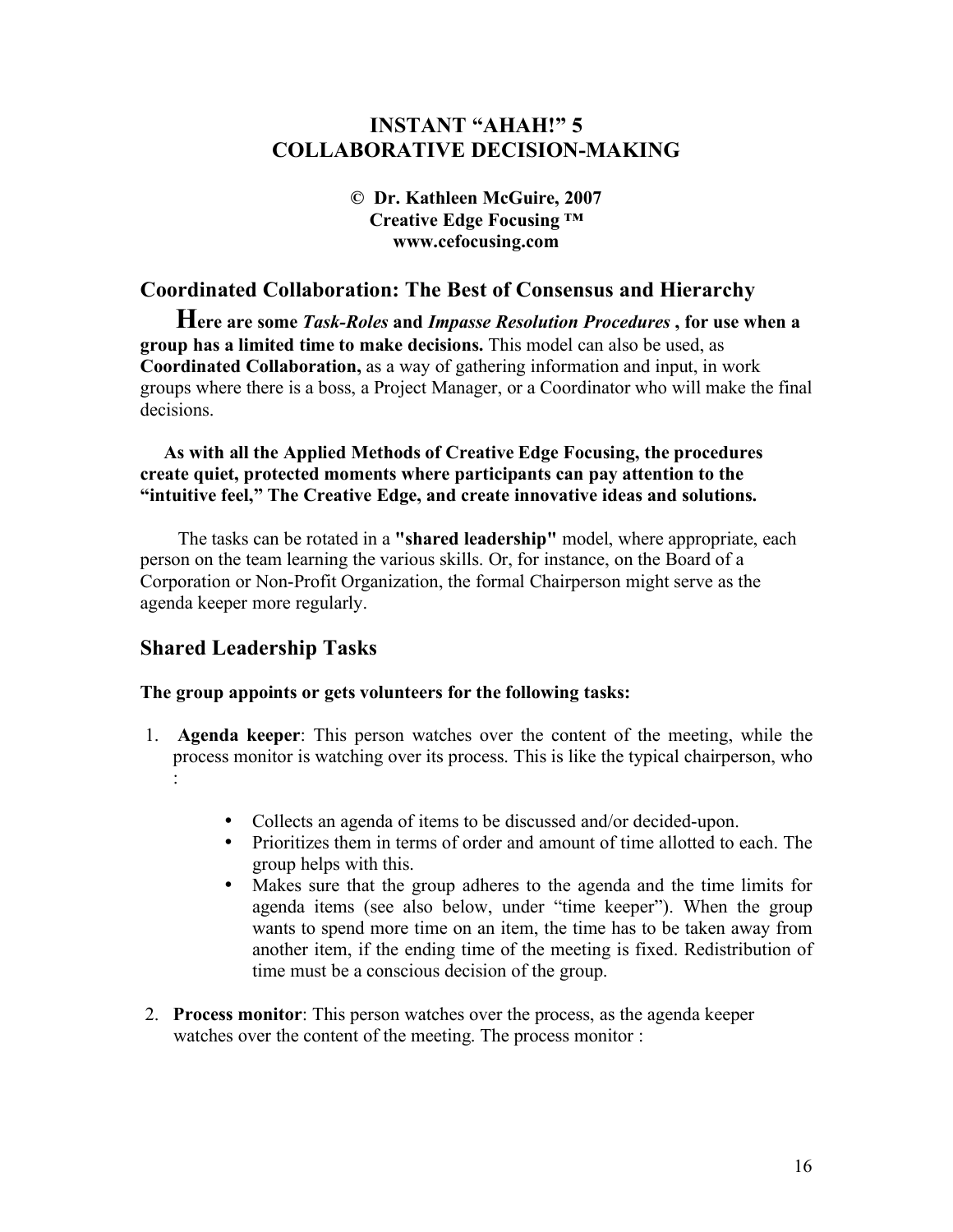# INSTANT "AHAH!" 5
# COLLABORATIVE DECISION-MAKING

**© Dr. Kathleen McGuire, 2007**
**Creative Edge Focusing ™**
**www.cefocusing.com**

## Coordinated Collaboration: The Best of Consensus and Hierarchy

**Here are some *Task-Roles* and *Impasse Resolution Procedures* , for use when a group has a limited time to make decisions.** This model can also be used, as **Coordinated Collaboration,** as a way of gathering information and input, in work groups where there is a boss, a Project Manager, or a Coordinator who will make the final decisions.

**As with all the Applied Methods of Creative Edge Focusing, the procedures create quiet, protected moments where participants can pay attention to the "intuitive feel," The Creative Edge, and create innovative ideas and solutions.**

The tasks can be rotated in a **"shared leadership"** model, where appropriate, each person on the team learning the various skills. Or, for instance, on the Board of a Corporation or Non-Profit Organization, the formal Chairperson might serve as the agenda keeper more regularly.

## Shared Leadership Tasks

**The group appoints or gets volunteers for the following tasks:**

1. **Agenda keeper**: This person watches over the content of the meeting, while the process monitor is watching over its process. This is like the typical chairperson, who :
   - Collects an agenda of items to be discussed and/or decided-upon.
   - Prioritizes them in terms of order and amount of time allotted to each. The group helps with this.
   - Makes sure that the group adheres to the agenda and the time limits for agenda items (see also below, under "time keeper"). When the group wants to spend more time on an item, the time has to be taken away from another item, if the ending time of the meeting is fixed. Redistribution of time must be a conscious decision of the group.
2. **Process monitor**: This person watches over the process, as the agenda keeper watches over the content of the meeting. The process monitor :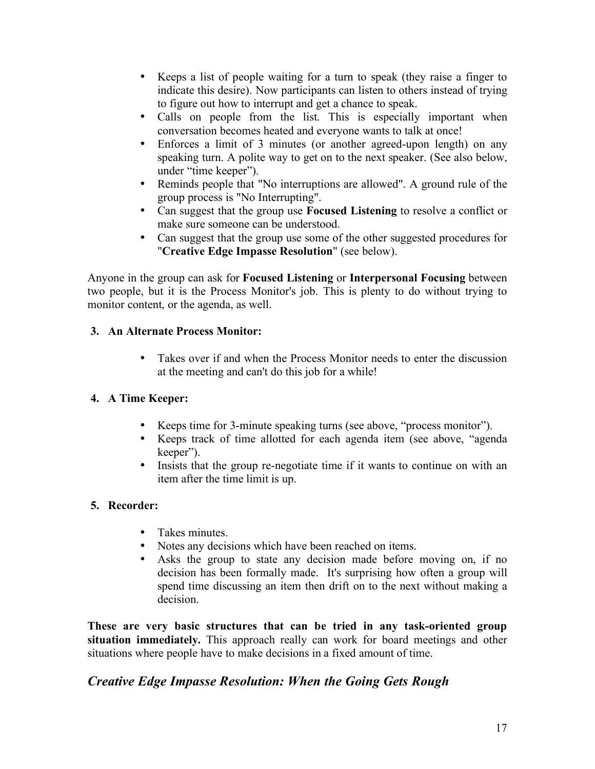- Keeps a list of people waiting for a turn to speak (they raise a finger to indicate this desire). Now participants can listen to others instead of trying to figure out how to interrupt and get a chance to speak.
- Calls on people from the list. This is especially important when conversation becomes heated and everyone wants to talk at once!
- Enforces a limit of 3 minutes (or another agreed-upon length) on any speaking turn. A polite way to get on to the next speaker. (See also below, under "time keeper").
- Reminds people that "No interruptions are allowed". A ground rule of the group process is "No Interrupting".
- Can suggest that the group use **Focused Listening** to resolve a conflict or make sure someone can be understood.
- Can suggest that the group use some of the other suggested procedures for "**Creative Edge Impasse Resolution**" (see below).

Anyone in the group can ask for **Focused Listening** or **Interpersonal Focusing** between two people, but it is the Process Monitor's job. This is plenty to do without trying to monitor content, or the agenda, as well.

**3. An Alternate Process Monitor:**

- Takes over if and when the Process Monitor needs to enter the discussion at the meeting and can't do this job for a while!

**4. A Time Keeper:**

- Keeps time for 3-minute speaking turns (see above, "process monitor").
- Keeps track of time allotted for each agenda item (see above, "agenda keeper").
- Insists that the group re-negotiate time if it wants to continue on with an item after the time limit is up.

**5. Recorder:**

- Takes minutes.
- Notes any decisions which have been reached on items.
- Asks the group to state any decision made before moving on, if no decision has been formally made. It's surprising how often a group will spend time discussing an item then drift on to the next without making a decision.

**These are very basic structures that can be tried in any task-oriented group situation immediately.** This approach really can work for board meetings and other situations where people have to make decisions in a fixed amount of time.

## *Creative Edge Impasse Resolution: When the Going Gets Rough*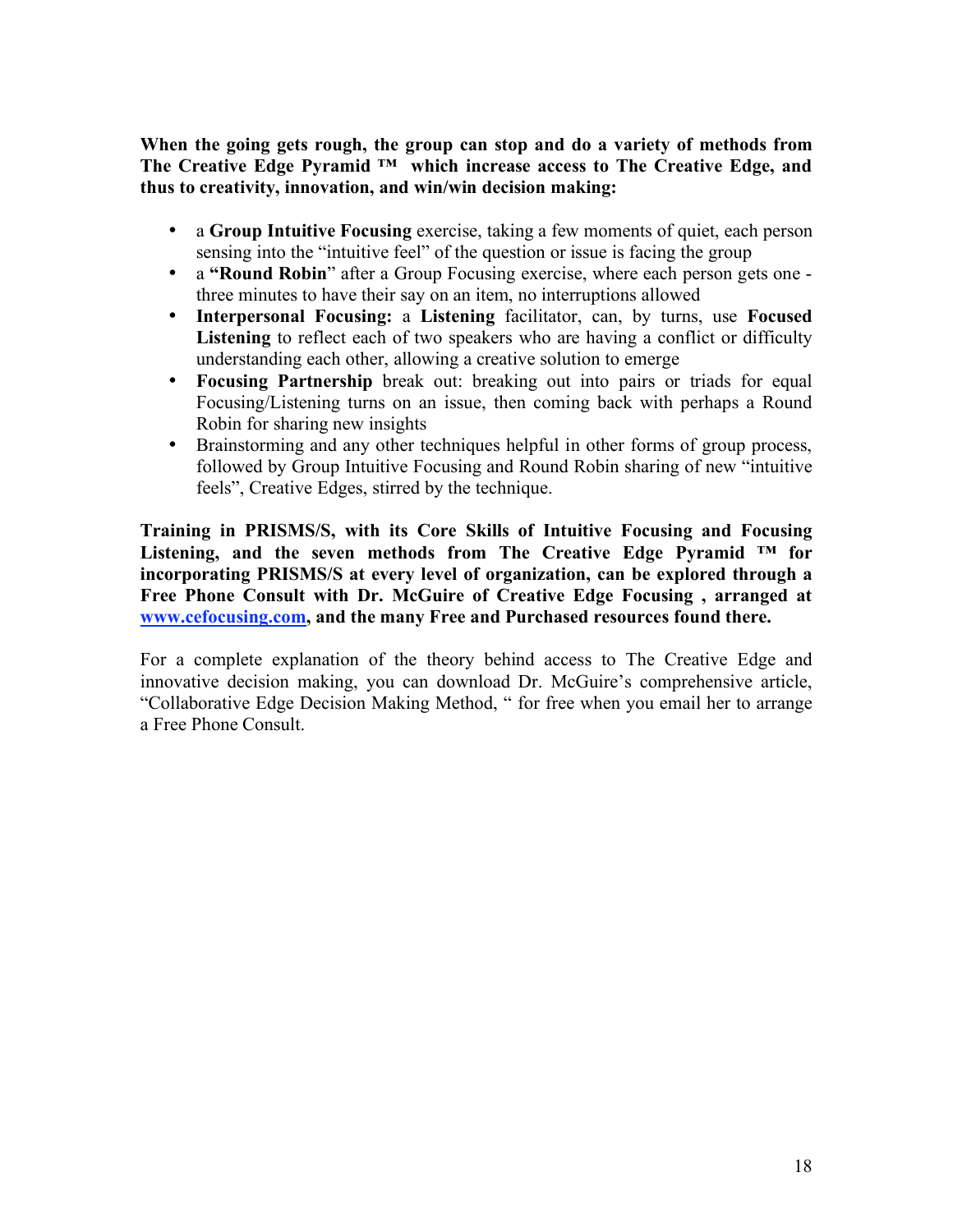**When the going gets rough, the group can stop and do a variety of methods from The Creative Edge Pyramid ™ which increase access to The Creative Edge, and thus to creativity, innovation, and win/win decision making:**

- a **Group Intuitive Focusing** exercise, taking a few moments of quiet, each person sensing into the "intuitive feel" of the question or issue is facing the group
- a **"Round Robin**" after a Group Focusing exercise, where each person gets one - three minutes to have their say on an item, no interruptions allowed
- **Interpersonal Focusing:** a **Listening** facilitator, can, by turns, use **Focused Listening** to reflect each of two speakers who are having a conflict or difficulty understanding each other, allowing a creative solution to emerge
- **Focusing Partnership** break out: breaking out into pairs or triads for equal Focusing/Listening turns on an issue, then coming back with perhaps a Round Robin for sharing new insights
- Brainstorming and any other techniques helpful in other forms of group process, followed by Group Intuitive Focusing and Round Robin sharing of new "intuitive feels", Creative Edges, stirred by the technique.

**Training in PRISMS/S, with its Core Skills of Intuitive Focusing and Focusing Listening, and the seven methods from The Creative Edge Pyramid ™ for incorporating PRISMS/S at every level of organization, can be explored through a Free Phone Consult with Dr. McGuire of Creative Edge Focusing , arranged at [www.cefocusing.com](www.cefocusing.com), and the many Free and Purchased resources found there.**

For a complete explanation of the theory behind access to The Creative Edge and innovative decision making, you can download Dr. McGuire's comprehensive article, "Collaborative Edge Decision Making Method, " for free when you email her to arrange a Free Phone Consult.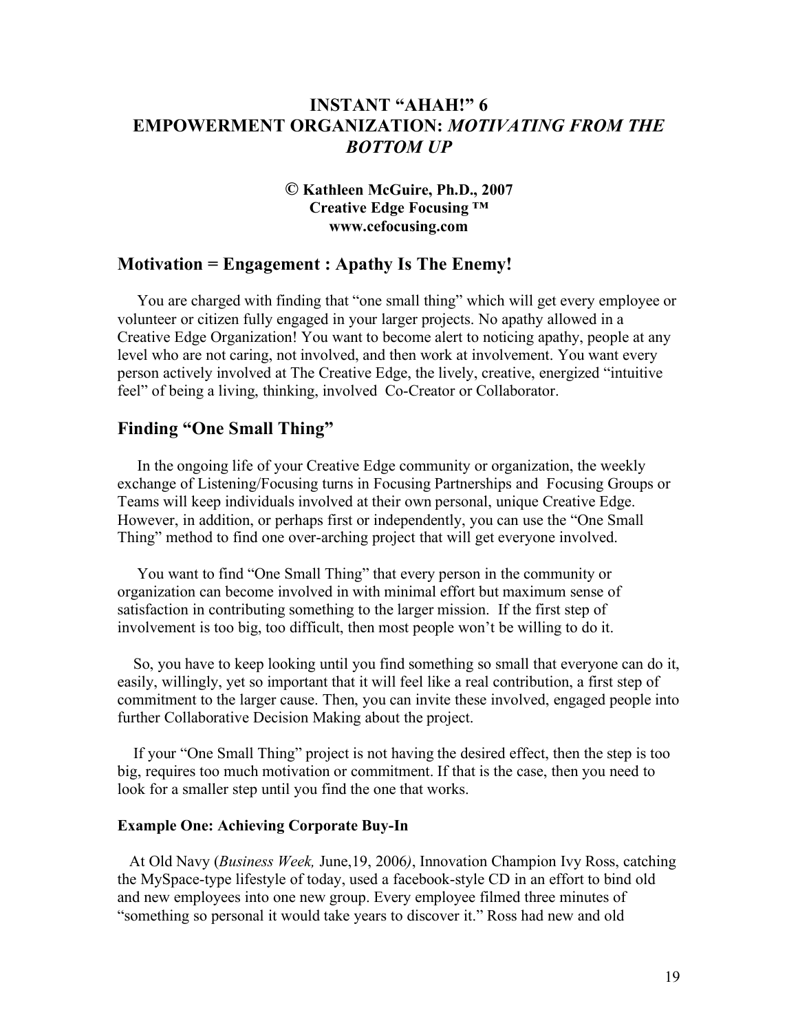# INSTANT "AHAH!" 6
# EMPOWERMENT ORGANIZATION: *MOTIVATING FROM THE BOTTOM UP*

**© Kathleen McGuire, Ph.D., 2007**
**Creative Edge Focusing ™**
**www.cefocusing.com**

## Motivation = Engagement : Apathy Is The Enemy!

You are charged with finding that "one small thing" which will get every employee or volunteer or citizen fully engaged in your larger projects. No apathy allowed in a Creative Edge Organization! You want to become alert to noticing apathy, people at any level who are not caring, not involved, and then work at involvement. You want every person actively involved at The Creative Edge, the lively, creative, energized "intuitive feel" of being a living, thinking, involved Co-Creator or Collaborator.

## Finding "One Small Thing"

In the ongoing life of your Creative Edge community or organization, the weekly exchange of Listening/Focusing turns in Focusing Partnerships and Focusing Groups or Teams will keep individuals involved at their own personal, unique Creative Edge. However, in addition, or perhaps first or independently, you can use the "One Small Thing" method to find one over-arching project that will get everyone involved.

You want to find "One Small Thing" that every person in the community or organization can become involved in with minimal effort but maximum sense of satisfaction in contributing something to the larger mission. If the first step of involvement is too big, too difficult, then most people won't be willing to do it.

So, you have to keep looking until you find something so small that everyone can do it, easily, willingly, yet so important that it will feel like a real contribution, a first step of commitment to the larger cause. Then, you can invite these involved, engaged people into further Collaborative Decision Making about the project.

If your "One Small Thing" project is not having the desired effect, then the step is too big, requires too much motivation or commitment. If that is the case, then you need to look for a smaller step until you find the one that works.

#### Example One: Achieving Corporate Buy-In

At Old Navy (*Business Week,* June,19, 2006*)*, Innovation Champion Ivy Ross, catching the MySpace-type lifestyle of today, used a facebook-style CD in an effort to bind old and new employees into one new group. Every employee filmed three minutes of "something so personal it would take years to discover it." Ross had new and old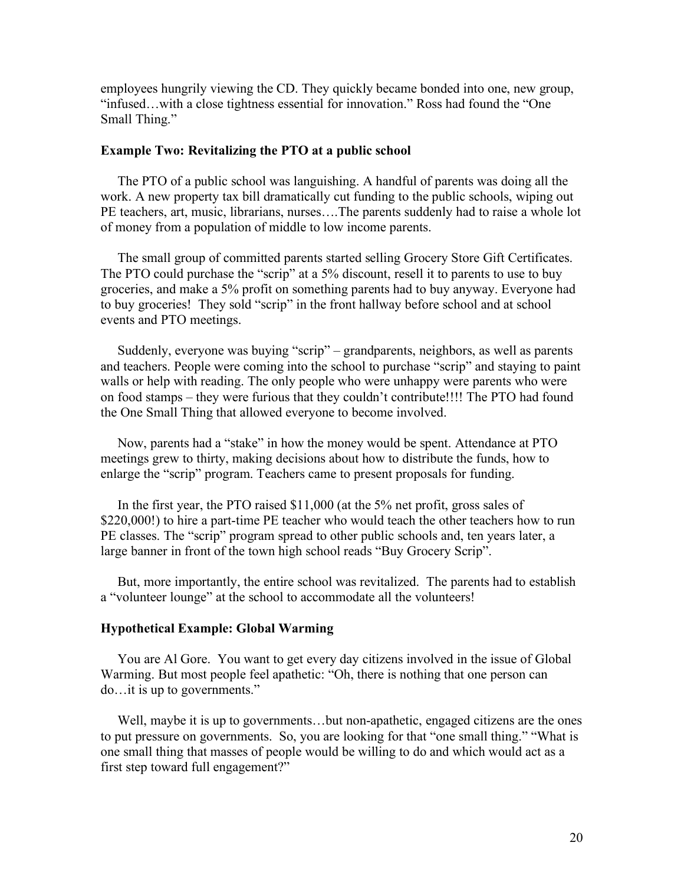employees hungrily viewing the CD. They quickly became bonded into one, new group, "infused…with a close tightness essential for innovation." Ross had found the "One Small Thing."

### Example Two: Revitalizing the PTO at a public school

The PTO of a public school was languishing. A handful of parents was doing all the work. A new property tax bill dramatically cut funding to the public schools, wiping out PE teachers, art, music, librarians, nurses….The parents suddenly had to raise a whole lot of money from a population of middle to low income parents.

The small group of committed parents started selling Grocery Store Gift Certificates. The PTO could purchase the "scrip" at a 5% discount, resell it to parents to use to buy groceries, and make a 5% profit on something parents had to buy anyway. Everyone had to buy groceries! They sold "scrip" in the front hallway before school and at school events and PTO meetings.

Suddenly, everyone was buying "scrip" – grandparents, neighbors, as well as parents and teachers. People were coming into the school to purchase "scrip" and staying to paint walls or help with reading. The only people who were unhappy were parents who were on food stamps – they were furious that they couldn't contribute!!!! The PTO had found the One Small Thing that allowed everyone to become involved.

Now, parents had a "stake" in how the money would be spent. Attendance at PTO meetings grew to thirty, making decisions about how to distribute the funds, how to enlarge the "scrip" program. Teachers came to present proposals for funding.

In the first year, the PTO raised $11,000 (at the 5% net profit, gross sales of $220,000!) to hire a part-time PE teacher who would teach the other teachers how to run PE classes. The "scrip" program spread to other public schools and, ten years later, a large banner in front of the town high school reads "Buy Grocery Scrip".

But, more importantly, the entire school was revitalized. The parents had to establish a "volunteer lounge" at the school to accommodate all the volunteers!

### Hypothetical Example: Global Warming

You are Al Gore. You want to get every day citizens involved in the issue of Global Warming. But most people feel apathetic: "Oh, there is nothing that one person can do…it is up to governments."

Well, maybe it is up to governments…but non-apathetic, engaged citizens are the ones to put pressure on governments. So, you are looking for that "one small thing." "What is one small thing that masses of people would be willing to do and which would act as a first step toward full engagement?"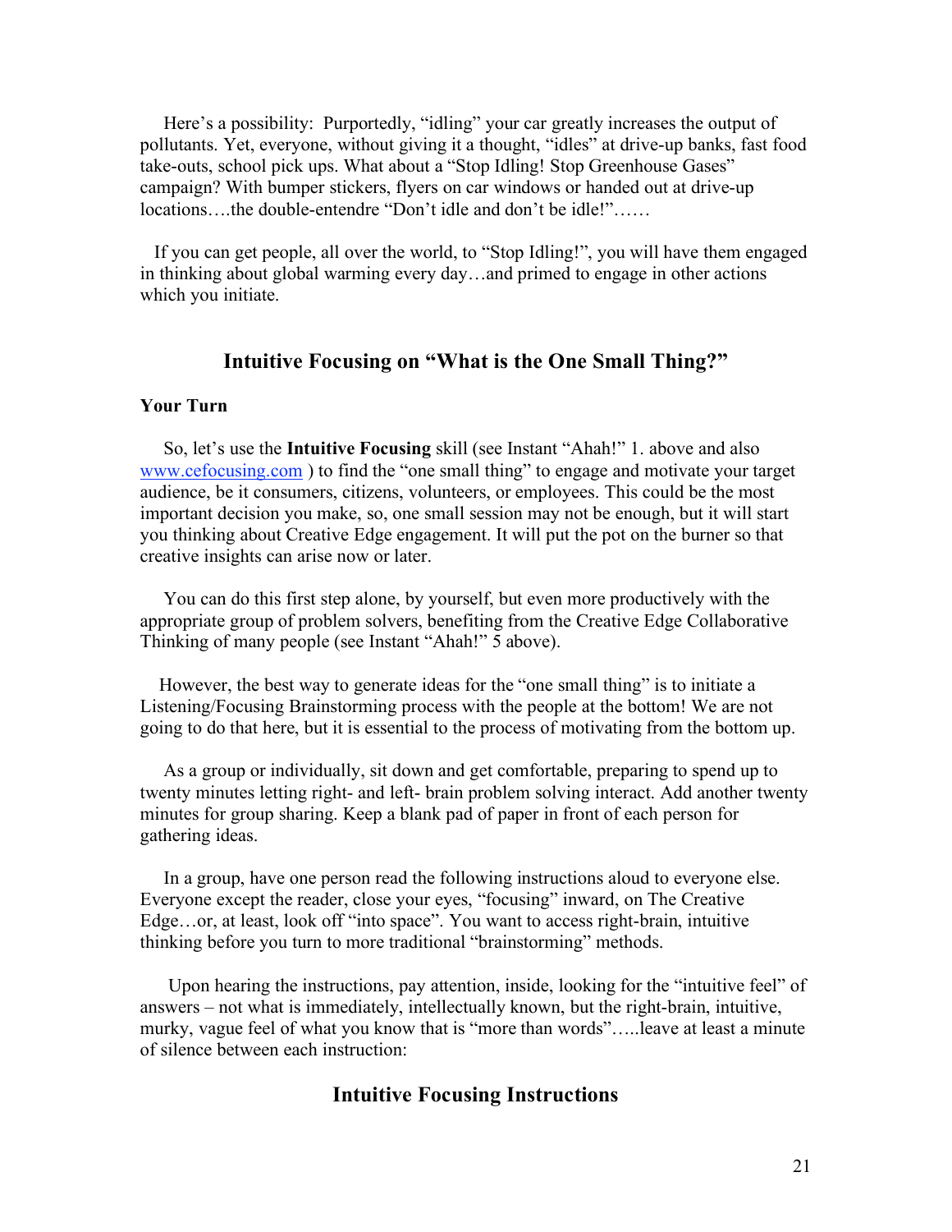Here's a possibility: Purportedly, "idling" your car greatly increases the output of pollutants. Yet, everyone, without giving it a thought, "idles" at drive-up banks, fast food take-outs, school pick ups. What about a "Stop Idling! Stop Greenhouse Gases" campaign? With bumper stickers, flyers on car windows or handed out at drive-up locations….the double-entendre "Don't idle and don't be idle!"……

If you can get people, all over the world, to "Stop Idling!", you will have them engaged in thinking about global warming every day…and primed to engage in other actions which you initiate.

## Intuitive Focusing on "What is the One Small Thing?"

**Your Turn**

So, let's use the **Intuitive Focusing** skill (see Instant "Ahah!" 1. above and also www.cefocusing.com ) to find the "one small thing" to engage and motivate your target audience, be it consumers, citizens, volunteers, or employees. This could be the most important decision you make, so, one small session may not be enough, but it will start you thinking about Creative Edge engagement. It will put the pot on the burner so that creative insights can arise now or later.

You can do this first step alone, by yourself, but even more productively with the appropriate group of problem solvers, benefiting from the Creative Edge Collaborative Thinking of many people (see Instant "Ahah!" 5 above).

However, the best way to generate ideas for the "one small thing" is to initiate a Listening/Focusing Brainstorming process with the people at the bottom! We are not going to do that here, but it is essential to the process of motivating from the bottom up.

As a group or individually, sit down and get comfortable, preparing to spend up to twenty minutes letting right- and left- brain problem solving interact. Add another twenty minutes for group sharing. Keep a blank pad of paper in front of each person for gathering ideas.

In a group, have one person read the following instructions aloud to everyone else. Everyone except the reader, close your eyes, "focusing" inward, on The Creative Edge…or, at least, look off "into space". You want to access right-brain, intuitive thinking before you turn to more traditional "brainstorming" methods.

Upon hearing the instructions, pay attention, inside, looking for the "intuitive feel" of answers – not what is immediately, intellectually known, but the right-brain, intuitive, murky, vague feel of what you know that is "more than words"…..leave at least a minute of silence between each instruction:

## Intuitive Focusing Instructions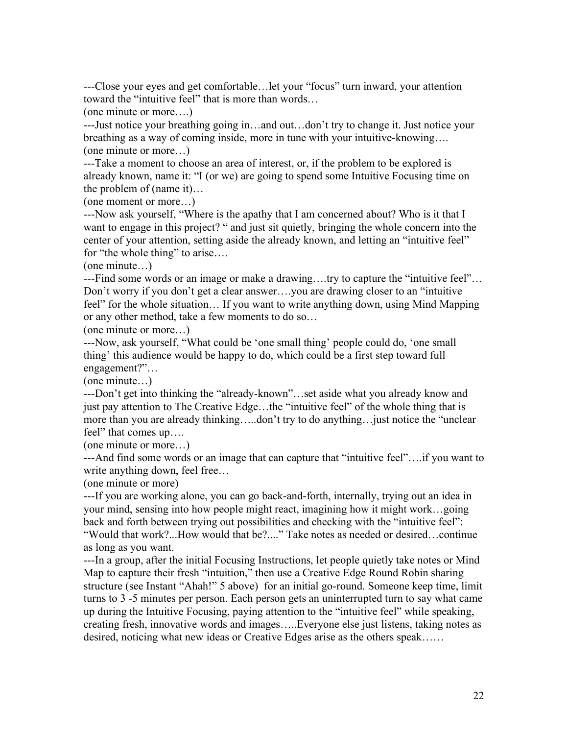---Close your eyes and get comfortable…let your "focus" turn inward, your attention toward the "intuitive feel" that is more than words…
(one minute or more….)

---Just notice your breathing going in…and out…don't try to change it. Just notice your breathing as a way of coming inside, more in tune with your intuitive-knowing….
(one minute or more…)

---Take a moment to choose an area of interest, or, if the problem to be explored is already known, name it: "I (or we) are going to spend some Intuitive Focusing time on the problem of (name it)…
(one moment or more…)

---Now ask yourself, "Where is the apathy that I am concerned about? Who is it that I want to engage in this project? " and just sit quietly, bringing the whole concern into the center of your attention, setting aside the already known, and letting an "intuitive feel" for "the whole thing" to arise….
(one minute…)

---Find some words or an image or make a drawing….try to capture the "intuitive feel"… Don't worry if you don't get a clear answer….you are drawing closer to an "intuitive feel" for the whole situation… If you want to write anything down, using Mind Mapping or any other method, take a few moments to do so…
(one minute or more…)

---Now, ask yourself, "What could be 'one small thing' people could do, 'one small thing' this audience would be happy to do, which could be a first step toward full engagement?"…
(one minute…)

---Don't get into thinking the "already-known"…set aside what you already know and just pay attention to The Creative Edge…the "intuitive feel" of the whole thing that is more than you are already thinking…..don't try to do anything…just notice the "unclear feel" that comes up….
(one minute or more…)

---And find some words or an image that can capture that "intuitive feel"….if you want to write anything down, feel free…
(one minute or more)

---If you are working alone, you can go back-and-forth, internally, trying out an idea in your mind, sensing into how people might react, imagining how it might work…going back and forth between trying out possibilities and checking with the "intuitive feel": "Would that work?...How would that be?...." Take notes as needed or desired…continue as long as you want.

---In a group, after the initial Focusing Instructions, let people quietly take notes or Mind Map to capture their fresh "intuition," then use a Creative Edge Round Robin sharing structure (see Instant "Ahah!" 5 above) for an initial go-round. Someone keep time, limit turns to 3 -5 minutes per person. Each person gets an uninterrupted turn to say what came up during the Intuitive Focusing, paying attention to the "intuitive feel" while speaking, creating fresh, innovative words and images…..Everyone else just listens, taking notes as desired, noticing what new ideas or Creative Edges arise as the others speak……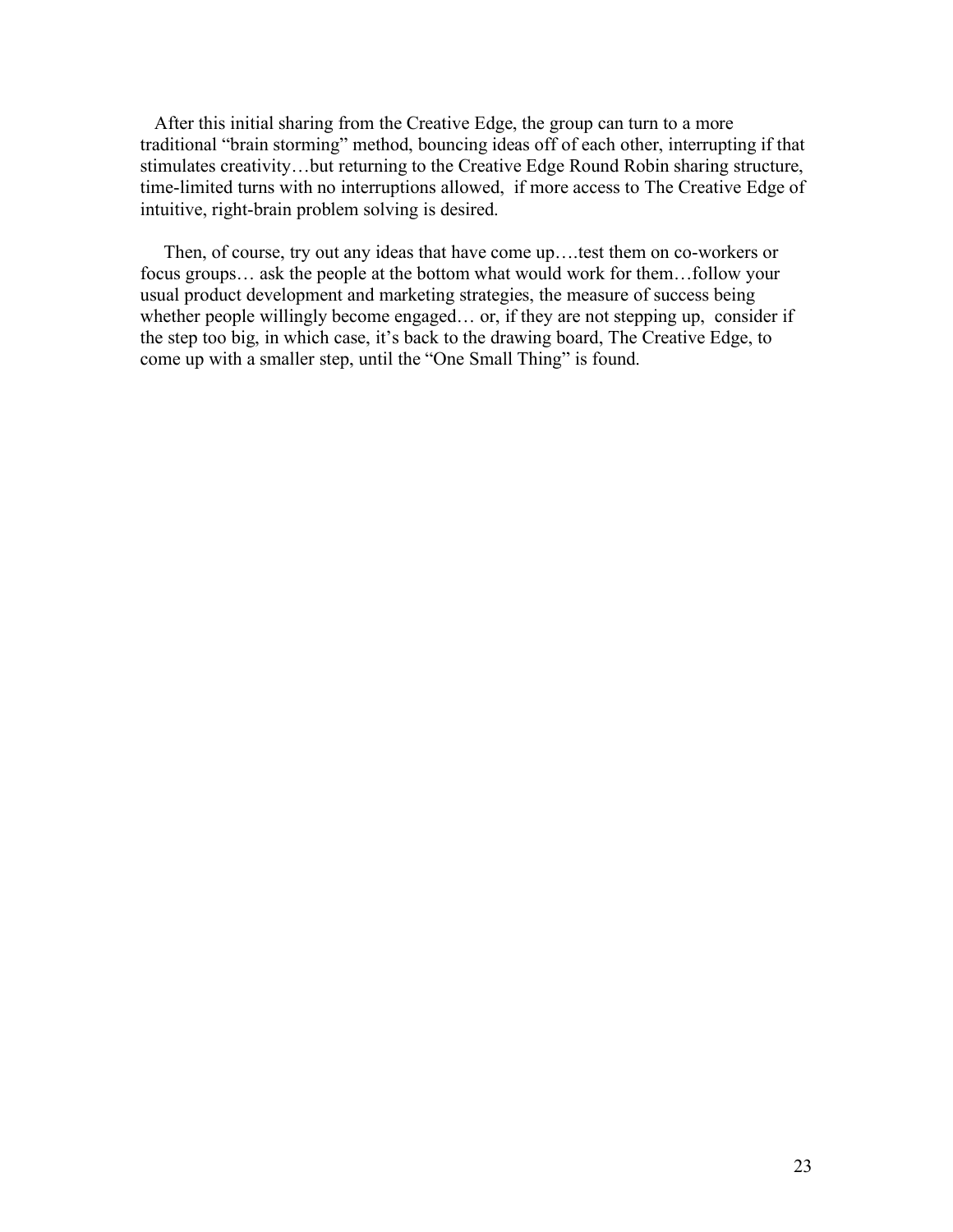After this initial sharing from the Creative Edge, the group can turn to a more traditional "brain storming" method, bouncing ideas off of each other, interrupting if that stimulates creativity…but returning to the Creative Edge Round Robin sharing structure, time-limited turns with no interruptions allowed, if more access to The Creative Edge of intuitive, right-brain problem solving is desired.

Then, of course, try out any ideas that have come up….test them on co-workers or focus groups… ask the people at the bottom what would work for them…follow your usual product development and marketing strategies, the measure of success being whether people willingly become engaged… or, if they are not stepping up, consider if the step too big, in which case, it's back to the drawing board, The Creative Edge, to come up with a smaller step, until the "One Small Thing" is found.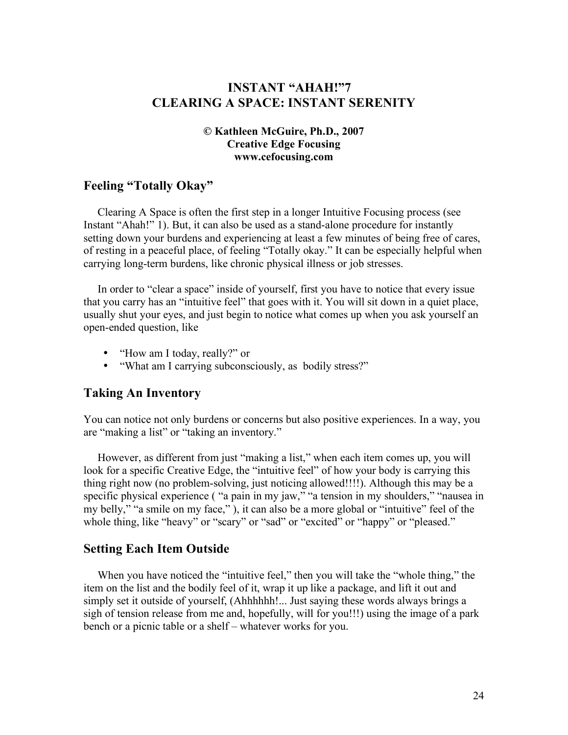# INSTANT "AHAH!"7
# CLEARING A SPACE: INSTANT SERENITY

**© Kathleen McGuire, Ph.D., 2007**
**Creative Edge Focusing**
**www.cefocusing.com**

## Feeling "Totally Okay"

Clearing A Space is often the first step in a longer Intuitive Focusing process (see Instant "Ahah!" 1). But, it can also be used as a stand-alone procedure for instantly setting down your burdens and experiencing at least a few minutes of being free of cares, of resting in a peaceful place, of feeling "Totally okay." It can be especially helpful when carrying long-term burdens, like chronic physical illness or job stresses.

In order to "clear a space" inside of yourself, first you have to notice that every issue that you carry has an "intuitive feel" that goes with it. You will sit down in a quiet place, usually shut your eyes, and just begin to notice what comes up when you ask yourself an open-ended question, like

- "How am I today, really?" or
- "What am I carrying subconsciously, as bodily stress?"

## Taking An Inventory

You can notice not only burdens or concerns but also positive experiences. In a way, you are "making a list" or "taking an inventory."

However, as different from just "making a list," when each item comes up, you will look for a specific Creative Edge, the "intuitive feel" of how your body is carrying this thing right now (no problem-solving, just noticing allowed!!!!). Although this may be a specific physical experience ( "a pain in my jaw," "a tension in my shoulders," "nausea in my belly," "a smile on my face," ), it can also be a more global or "intuitive" feel of the whole thing, like "heavy" or "scary" or "sad" or "excited" or "happy" or "pleased."

## Setting Each Item Outside

When you have noticed the "intuitive feel," then you will take the "whole thing," the item on the list and the bodily feel of it, wrap it up like a package, and lift it out and simply set it outside of yourself, (Ahhhhhh!... Just saying these words always brings a sigh of tension release from me and, hopefully, will for you!!!) using the image of a park bench or a picnic table or a shelf – whatever works for you.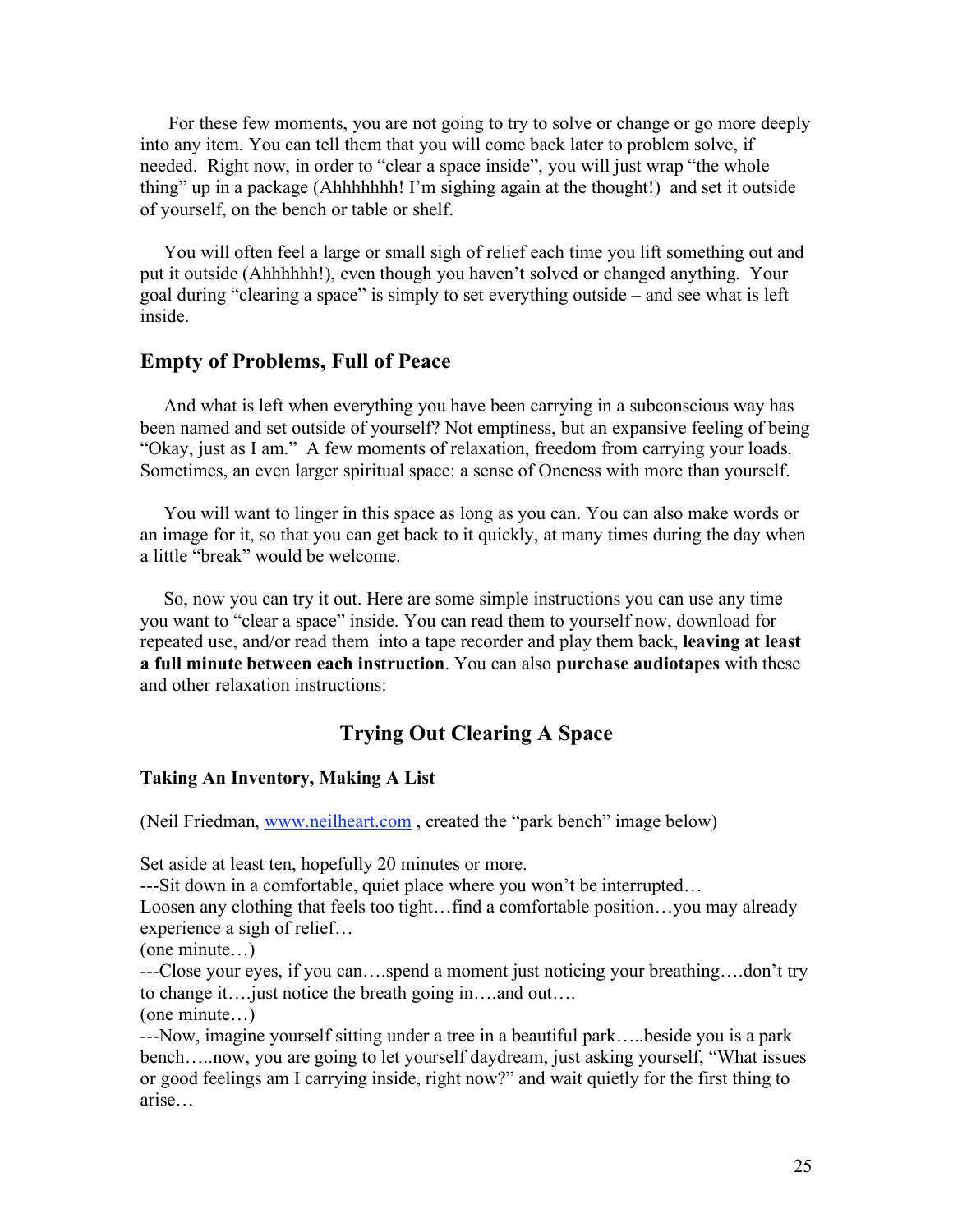For these few moments, you are not going to try to solve or change or go more deeply into any item. You can tell them that you will come back later to problem solve, if needed. Right now, in order to "clear a space inside", you will just wrap "the whole thing" up in a package (Ahhhhhhh! I'm sighing again at the thought!) and set it outside of yourself, on the bench or table or shelf.

You will often feel a large or small sigh of relief each time you lift something out and put it outside (Ahhhhhh!), even though you haven't solved or changed anything. Your goal during "clearing a space" is simply to set everything outside – and see what is left inside.

## Empty of Problems, Full of Peace

And what is left when everything you have been carrying in a subconscious way has been named and set outside of yourself? Not emptiness, but an expansive feeling of being "Okay, just as I am." A few moments of relaxation, freedom from carrying your loads. Sometimes, an even larger spiritual space: a sense of Oneness with more than yourself.

You will want to linger in this space as long as you can. You can also make words or an image for it, so that you can get back to it quickly, at many times during the day when a little "break" would be welcome.

So, now you can try it out. Here are some simple instructions you can use any time you want to "clear a space" inside. You can read them to yourself now, download for repeated use, and/or read them into a tape recorder and play them back, **leaving at least a full minute between each instruction**. You can also **purchase audiotapes** with these and other relaxation instructions:

## Trying Out Clearing A Space

### Taking An Inventory, Making A List

(Neil Friedman, [www.neilheart.com](http://www.neilheart.com) , created the "park bench" image below)

Set aside at least ten, hopefully 20 minutes or more.
---Sit down in a comfortable, quiet place where you won't be interrupted…
Loosen any clothing that feels too tight…find a comfortable position…you may already experience a sigh of relief…
(one minute…)
---Close your eyes, if you can….spend a moment just noticing your breathing….don't try to change it….just notice the breath going in….and out….
(one minute…)
---Now, imagine yourself sitting under a tree in a beautiful park…..beside you is a park bench…..now, you are going to let yourself daydream, just asking yourself, "What issues or good feelings am I carrying inside, right now?" and wait quietly for the first thing to arise…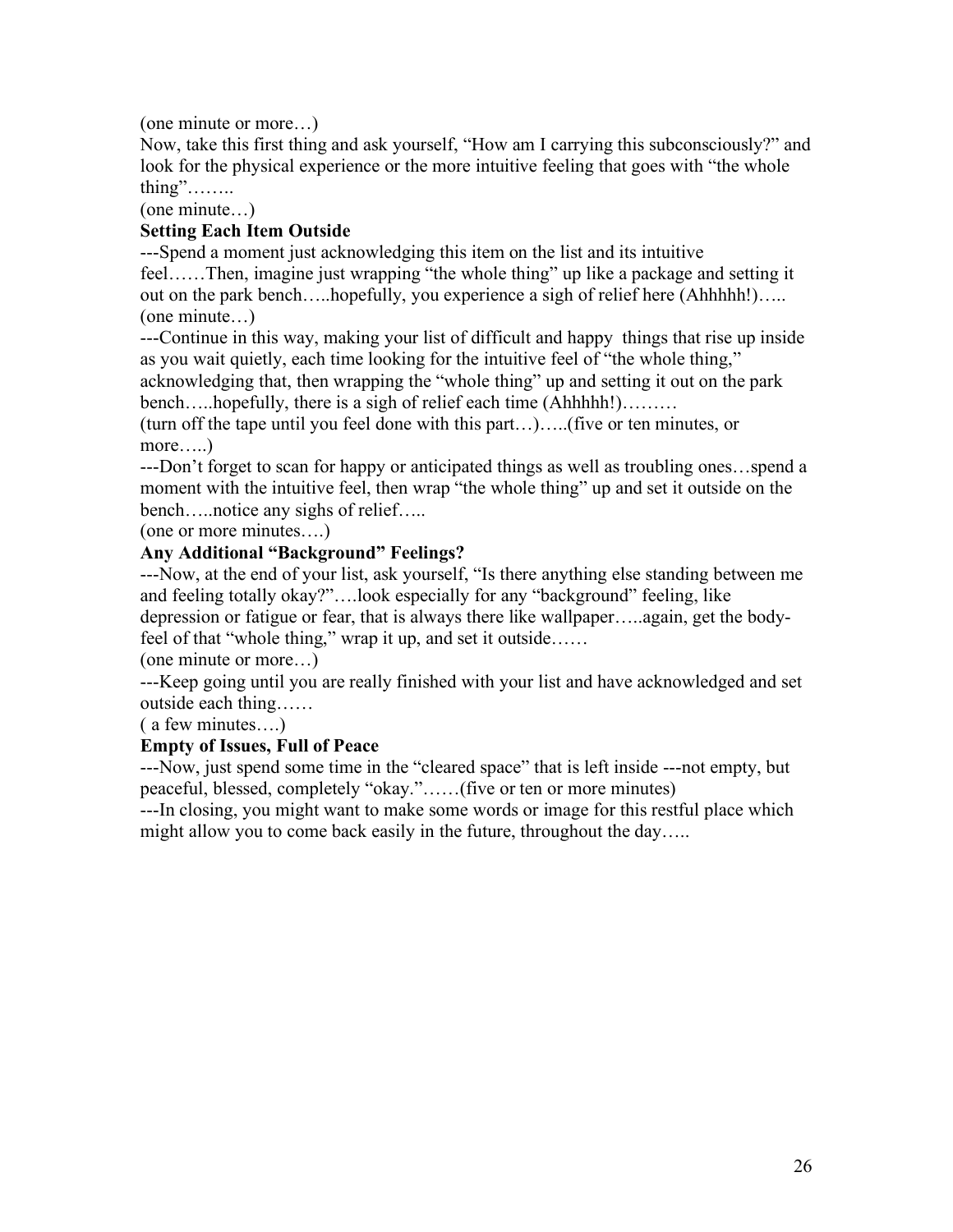(one minute or more…)

Now, take this first thing and ask yourself, "How am I carrying this subconsciously?" and look for the physical experience or the more intuitive feeling that goes with "the whole thing"……..

(one minute…)

**Setting Each Item Outside**

---Spend a moment just acknowledging this item on the list and its intuitive feel……Then, imagine just wrapping "the whole thing" up like a package and setting it out on the park bench…..hopefully, you experience a sigh of relief here (Ahhhhh!)…..

(one minute…)

---Continue in this way, making your list of difficult and happy things that rise up inside as you wait quietly, each time looking for the intuitive feel of "the whole thing," acknowledging that, then wrapping the "whole thing" up and setting it out on the park bench…..hopefully, there is a sigh of relief each time (Ahhhhh!)………

(turn off the tape until you feel done with this part…)…..(five or ten minutes, or more…..)

---Don't forget to scan for happy or anticipated things as well as troubling ones…spend a moment with the intuitive feel, then wrap "the whole thing" up and set it outside on the bench…..notice any sighs of relief…..

(one or more minutes….)

**Any Additional "Background" Feelings?**

---Now, at the end of your list, ask yourself, "Is there anything else standing between me and feeling totally okay?"….look especially for any "background" feeling, like depression or fatigue or fear, that is always there like wallpaper…..again, get the body-feel of that "whole thing," wrap it up, and set it outside……

(one minute or more…)

---Keep going until you are really finished with your list and have acknowledged and set outside each thing……

( a few minutes….)

**Empty of Issues, Full of Peace**

---Now, just spend some time in the "cleared space" that is left inside ---not empty, but peaceful, blessed, completely "okay."……(five or ten or more minutes)

---In closing, you might want to make some words or image for this restful place which might allow you to come back easily in the future, throughout the day…..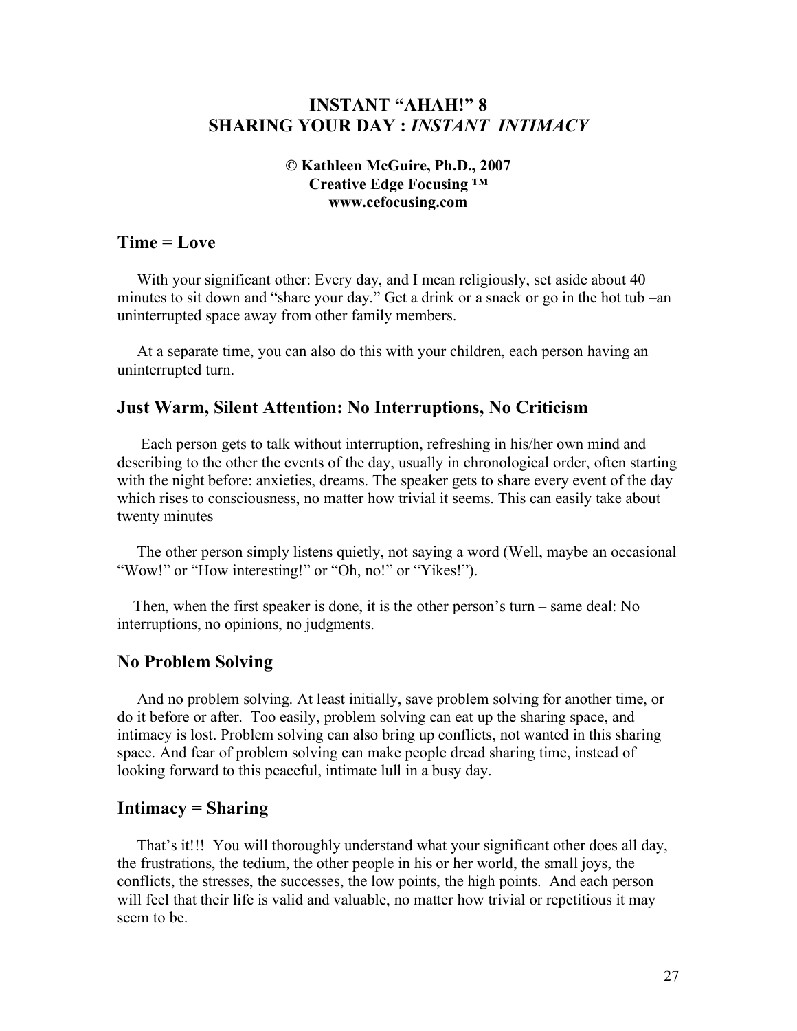# INSTANT "AHAH!" 8
# SHARING YOUR DAY : *INSTANT INTIMACY*

**© Kathleen McGuire, Ph.D., 2007**
**Creative Edge Focusing ™**
**www.cefocusing.com**

## Time = Love

With your significant other: Every day, and I mean religiously, set aside about 40 minutes to sit down and "share your day." Get a drink or a snack or go in the hot tub –an uninterrupted space away from other family members.

At a separate time, you can also do this with your children, each person having an uninterrupted turn.

## Just Warm, Silent Attention: No Interruptions, No Criticism

Each person gets to talk without interruption, refreshing in his/her own mind and describing to the other the events of the day, usually in chronological order, often starting with the night before: anxieties, dreams. The speaker gets to share every event of the day which rises to consciousness, no matter how trivial it seems. This can easily take about twenty minutes

The other person simply listens quietly, not saying a word (Well, maybe an occasional "Wow!" or "How interesting!" or "Oh, no!" or "Yikes!").

Then, when the first speaker is done, it is the other person's turn – same deal: No interruptions, no opinions, no judgments.

## No Problem Solving

And no problem solving. At least initially, save problem solving for another time, or do it before or after. Too easily, problem solving can eat up the sharing space, and intimacy is lost. Problem solving can also bring up conflicts, not wanted in this sharing space. And fear of problem solving can make people dread sharing time, instead of looking forward to this peaceful, intimate lull in a busy day.

## Intimacy = Sharing

That's it!!! You will thoroughly understand what your significant other does all day, the frustrations, the tedium, the other people in his or her world, the small joys, the conflicts, the stresses, the successes, the low points, the high points. And each person will feel that their life is valid and valuable, no matter how trivial or repetitious it may seem to be.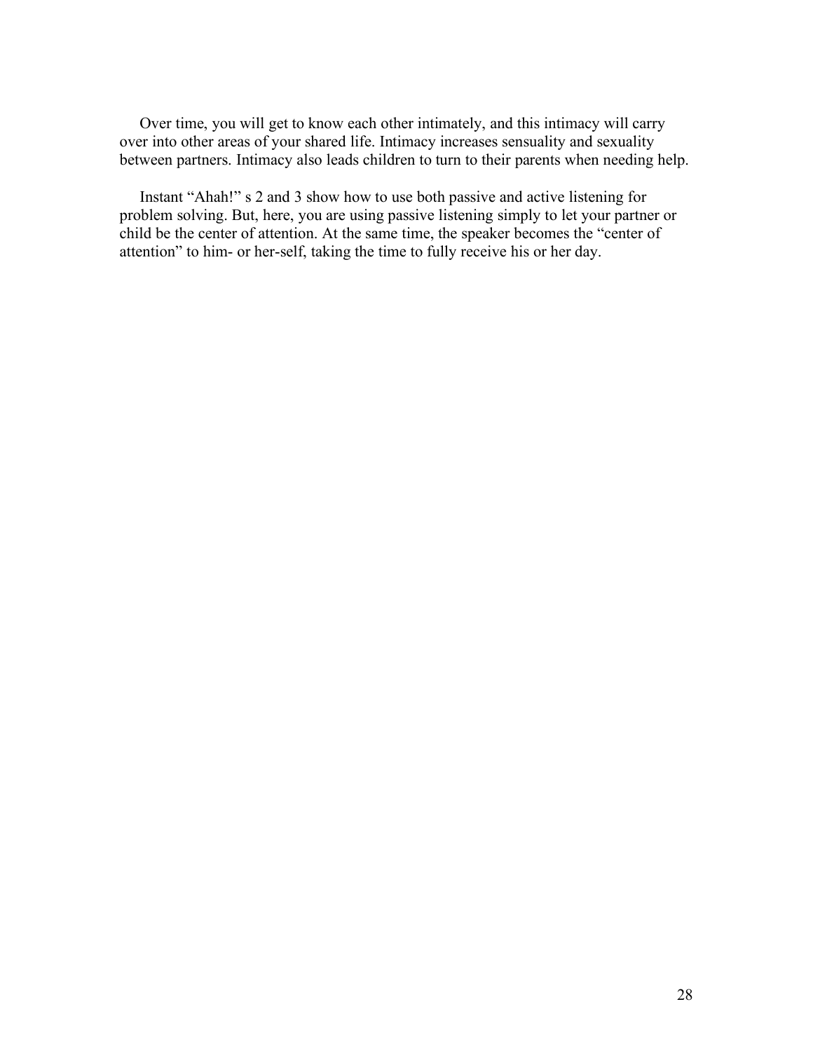Over time, you will get to know each other intimately, and this intimacy will carry over into other areas of your shared life. Intimacy increases sensuality and sexuality between partners. Intimacy also leads children to turn to their parents when needing help.

Instant "Ahah!" s 2 and 3 show how to use both passive and active listening for problem solving. But, here, you are using passive listening simply to let your partner or child be the center of attention. At the same time, the speaker becomes the "center of attention" to him- or her-self, taking the time to fully receive his or her day.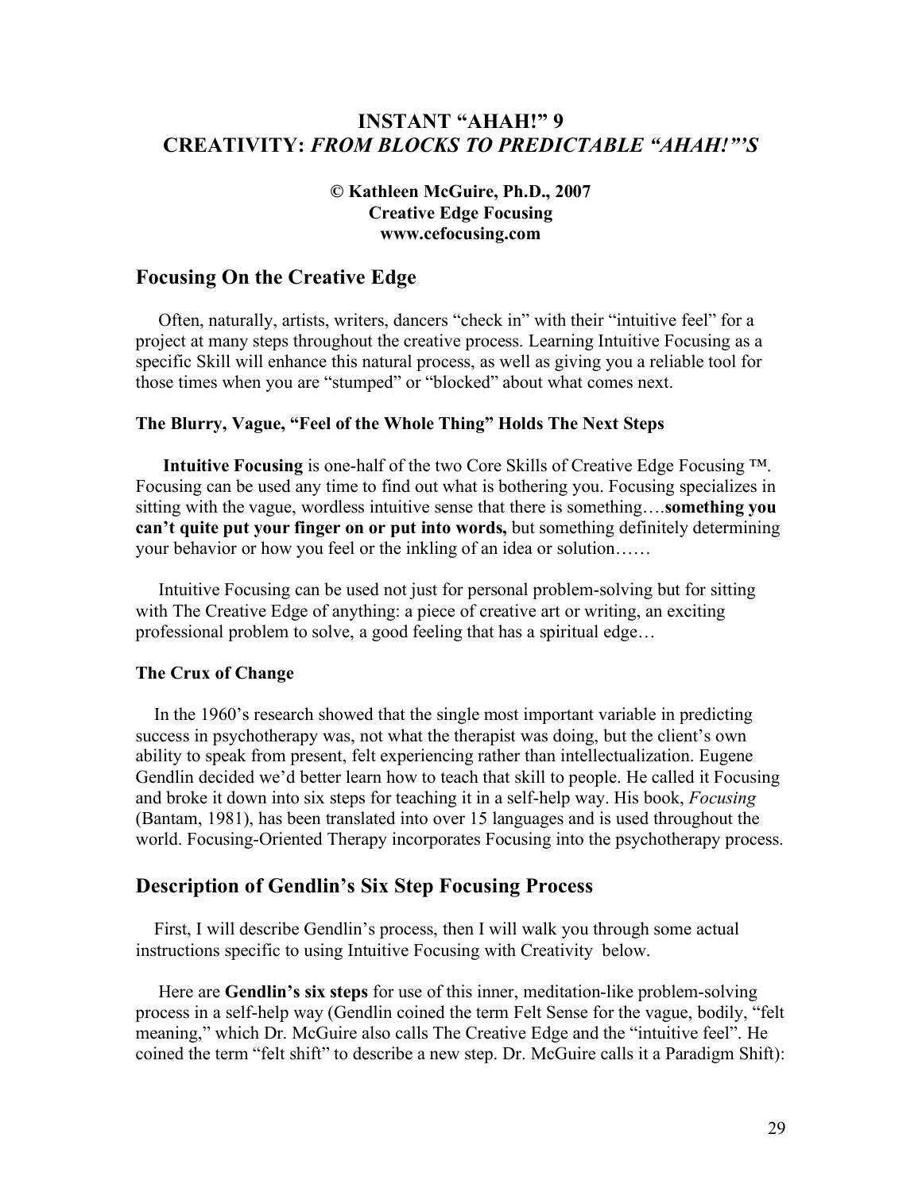## INSTANT "AHAH!" 9
## CREATIVITY: *FROM BLOCKS TO PREDICTABLE "AHAH!"'S*

**© Kathleen McGuire, Ph.D., 2007**
**Creative Edge Focusing**
**www.cefocusing.com**

## Focusing On the Creative Edge

Often, naturally, artists, writers, dancers "check in" with their "intuitive feel" for a project at many steps throughout the creative process. Learning Intuitive Focusing as a specific Skill will enhance this natural process, as well as giving you a reliable tool for those times when you are "stumped" or "blocked" about what comes next.

#### The Blurry, Vague, "Feel of the Whole Thing" Holds The Next Steps

**Intuitive Focusing** is one-half of the two Core Skills of Creative Edge Focusing ™. Focusing can be used any time to find out what is bothering you. Focusing specializes in sitting with the vague, wordless intuitive sense that there is something….**something you can't quite put your finger on or put into words,** but something definitely determining your behavior or how you feel or the inkling of an idea or solution……

Intuitive Focusing can be used not just for personal problem-solving but for sitting with The Creative Edge of anything: a piece of creative art or writing, an exciting professional problem to solve, a good feeling that has a spiritual edge…

#### The Crux of Change

In the 1960's research showed that the single most important variable in predicting success in psychotherapy was, not what the therapist was doing, but the client's own ability to speak from present, felt experiencing rather than intellectualization. Eugene Gendlin decided we'd better learn how to teach that skill to people. He called it Focusing and broke it down into six steps for teaching it in a self-help way. His book, *Focusing* (Bantam, 1981), has been translated into over 15 languages and is used throughout the world. Focusing-Oriented Therapy incorporates Focusing into the psychotherapy process.

## Description of Gendlin's Six Step Focusing Process

First, I will describe Gendlin's process, then I will walk you through some actual instructions specific to using Intuitive Focusing with Creativity below.

Here are **Gendlin's six steps** for use of this inner, meditation-like problem-solving process in a self-help way (Gendlin coined the term Felt Sense for the vague, bodily, "felt meaning," which Dr. McGuire also calls The Creative Edge and the "intuitive feel". He coined the term "felt shift" to describe a new step. Dr. McGuire calls it a Paradigm Shift):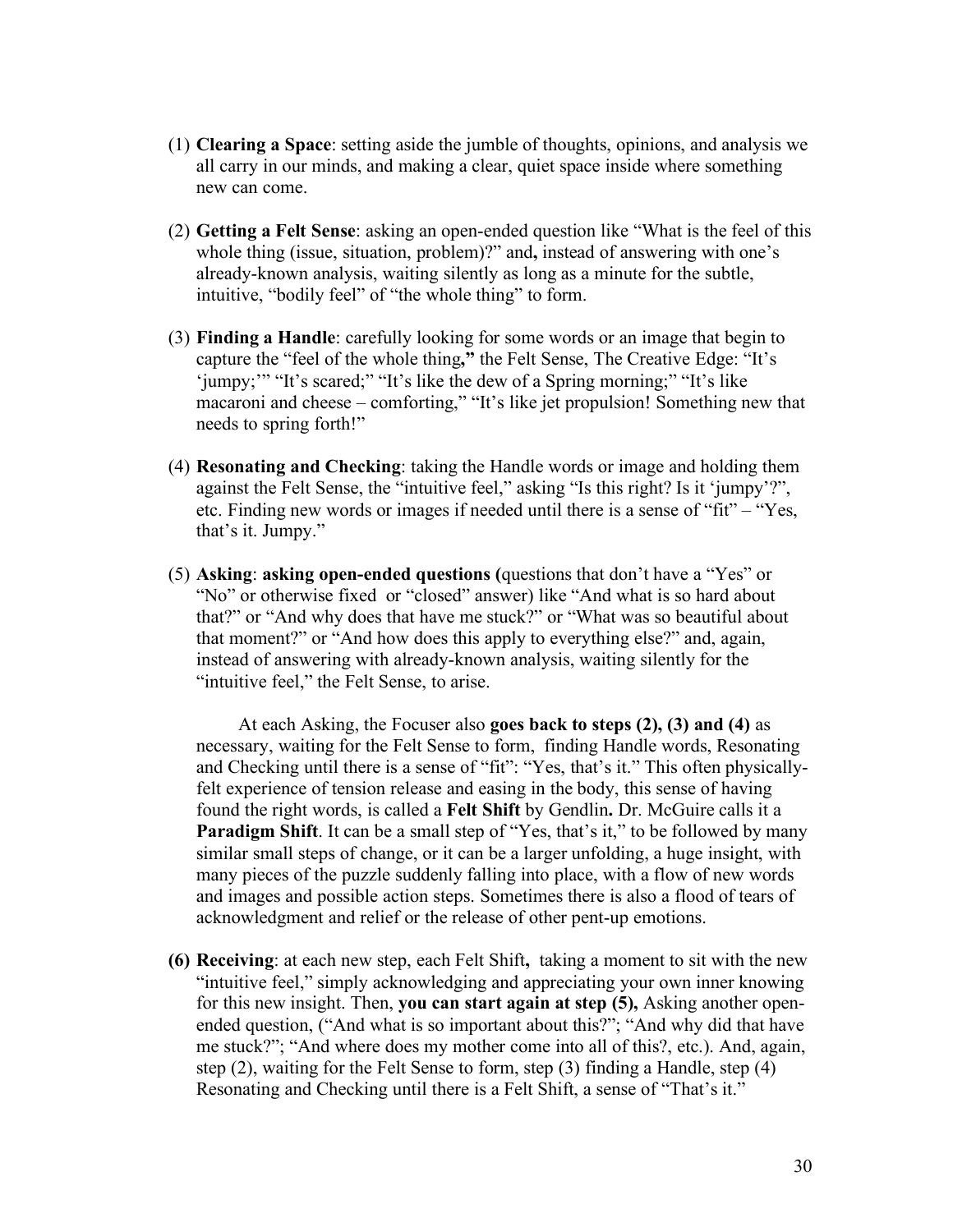(1) **Clearing a Space**: setting aside the jumble of thoughts, opinions, and analysis we all carry in our minds, and making a clear, quiet space inside where something new can come.

(2) **Getting a Felt Sense**: asking an open-ended question like "What is the feel of this whole thing (issue, situation, problem)?" and**,** instead of answering with one's already-known analysis, waiting silently as long as a minute for the subtle, intuitive, "bodily feel" of "the whole thing" to form.

(3) **Finding a Handle**: carefully looking for some words or an image that begin to capture the "feel of the whole thing**,"** the Felt Sense, The Creative Edge: "It's 'jumpy;'" "It's scared;" "It's like the dew of a Spring morning;" "It's like macaroni and cheese – comforting," "It's like jet propulsion! Something new that needs to spring forth!"

(4) **Resonating and Checking**: taking the Handle words or image and holding them against the Felt Sense, the "intuitive feel," asking "Is this right? Is it 'jumpy'?", etc. Finding new words or images if needed until there is a sense of "fit" – "Yes, that's it. Jumpy."

(5) **Asking**: **asking open-ended questions (**questions that don't have a "Yes" or "No" or otherwise fixed or "closed" answer) like "And what is so hard about that?" or "And why does that have me stuck?" or "What was so beautiful about that moment?" or "And how does this apply to everything else?" and, again, instead of answering with already-known analysis, waiting silently for the "intuitive feel," the Felt Sense, to arise.

At each Asking, the Focuser also **goes back to steps (2), (3) and (4)** as necessary, waiting for the Felt Sense to form, finding Handle words, Resonating and Checking until there is a sense of "fit": "Yes, that's it." This often physically-felt experience of tension release and easing in the body, this sense of having found the right words, is called a **Felt Shift** by Gendlin**.** Dr. McGuire calls it a **Paradigm Shift**. It can be a small step of "Yes, that's it," to be followed by many similar small steps of change, or it can be a larger unfolding, a huge insight, with many pieces of the puzzle suddenly falling into place, with a flow of new words and images and possible action steps. Sometimes there is also a flood of tears of acknowledgment and relief or the release of other pent-up emotions.

**(6) Receiving**: at each new step, each Felt Shift**,** taking a moment to sit with the new "intuitive feel," simply acknowledging and appreciating your own inner knowing for this new insight. Then, **you can start again at step (5),** Asking another open-ended question, ("And what is so important about this?"; "And why did that have me stuck?"; "And where does my mother come into all of this?, etc.). And, again, step (2), waiting for the Felt Sense to form, step (3) finding a Handle, step (4) Resonating and Checking until there is a Felt Shift, a sense of "That's it."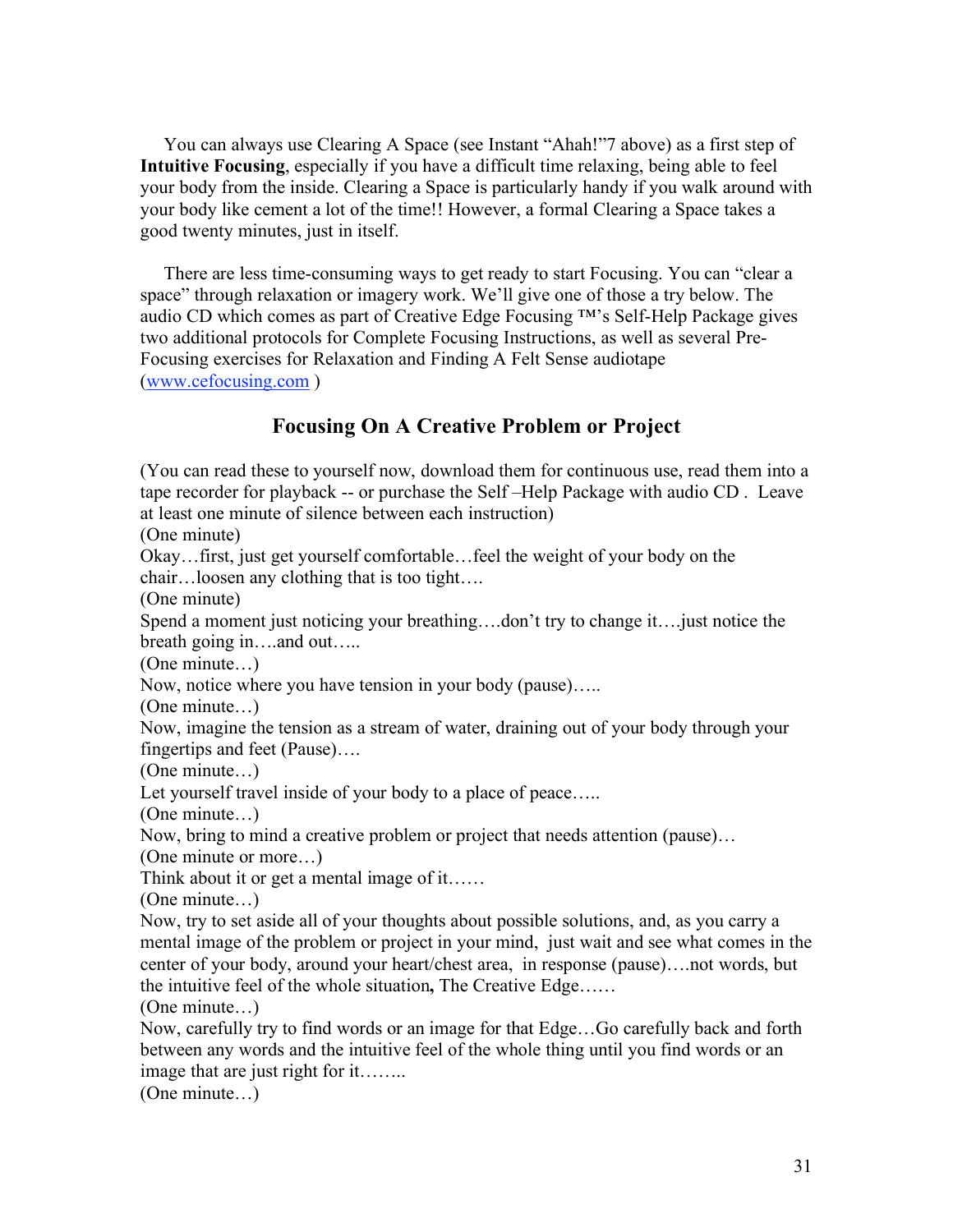You can always use Clearing A Space (see Instant "Ahah!"7 above) as a first step of **Intuitive Focusing**, especially if you have a difficult time relaxing, being able to feel your body from the inside. Clearing a Space is particularly handy if you walk around with your body like cement a lot of the time!! However, a formal Clearing a Space takes a good twenty minutes, just in itself.

There are less time-consuming ways to get ready to start Focusing. You can "clear a space" through relaxation or imagery work. We'll give one of those a try below. The audio CD which comes as part of Creative Edge Focusing ™'s Self-Help Package gives two additional protocols for Complete Focusing Instructions, as well as several Pre-Focusing exercises for Relaxation and Finding A Felt Sense audiotape ([www.cefocusing.com](http://www.cefocusing.com) )

## Focusing On A Creative Problem or Project

(You can read these to yourself now, download them for continuous use, read them into a tape recorder for playback -- or purchase the Self –Help Package with audio CD . Leave at least one minute of silence between each instruction)

(One minute)

Okay…first, just get yourself comfortable…feel the weight of your body on the chair…loosen any clothing that is too tight….

(One minute)

Spend a moment just noticing your breathing….don't try to change it….just notice the breath going in….and out…..

(One minute…)

Now, notice where you have tension in your body (pause)…..

(One minute…)

Now, imagine the tension as a stream of water, draining out of your body through your fingertips and feet (Pause)….

(One minute…)

Let yourself travel inside of your body to a place of peace…..

(One minute…)

Now, bring to mind a creative problem or project that needs attention (pause)…

(One minute or more…)

Think about it or get a mental image of it……

(One minute…)

Now, try to set aside all of your thoughts about possible solutions, and, as you carry a mental image of the problem or project in your mind, just wait and see what comes in the center of your body, around your heart/chest area, in response (pause)….not words, but the intuitive feel of the whole situation**,** The Creative Edge……

(One minute…)

Now, carefully try to find words or an image for that Edge…Go carefully back and forth between any words and the intuitive feel of the whole thing until you find words or an image that are just right for it……..

(One minute…)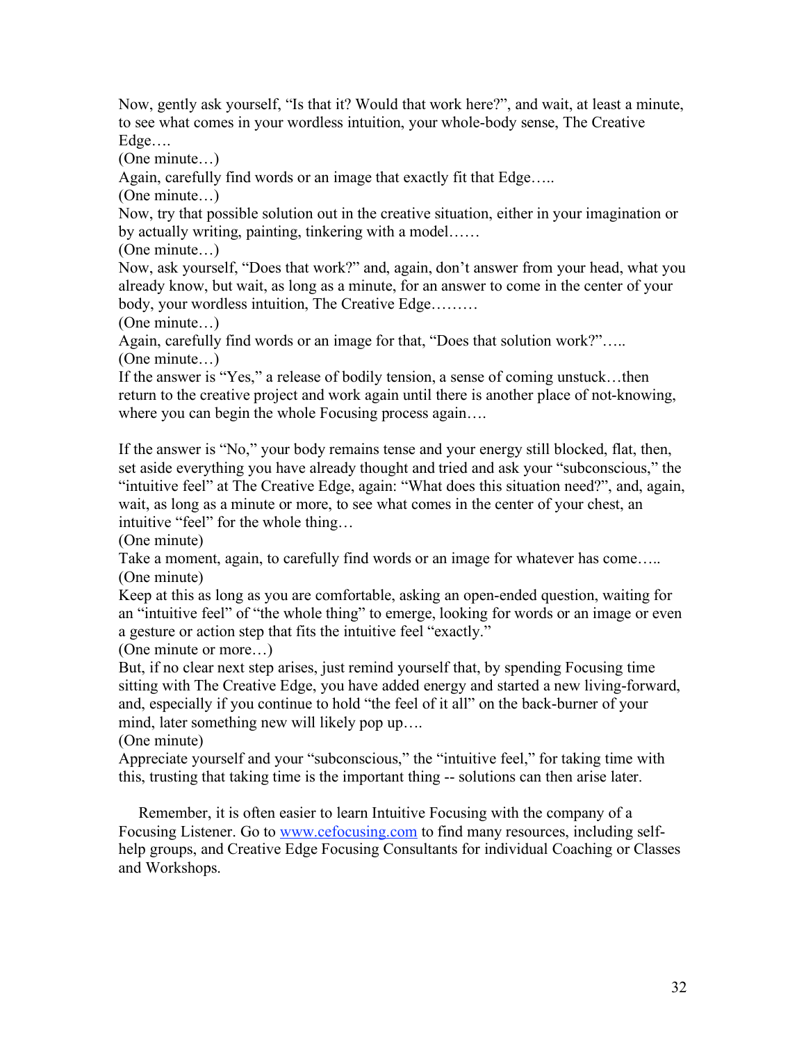Now, gently ask yourself, "Is that it? Would that work here?", and wait, at least a minute, to see what comes in your wordless intuition, your whole-body sense, The Creative Edge….

(One minute…)

Again, carefully find words or an image that exactly fit that Edge…..

(One minute…)

Now, try that possible solution out in the creative situation, either in your imagination or by actually writing, painting, tinkering with a model……

(One minute…)

Now, ask yourself, "Does that work?" and, again, don't answer from your head, what you already know, but wait, as long as a minute, for an answer to come in the center of your body, your wordless intuition, The Creative Edge………

(One minute…)

Again, carefully find words or an image for that, "Does that solution work?"…..

(One minute…)

If the answer is "Yes," a release of bodily tension, a sense of coming unstuck…then return to the creative project and work again until there is another place of not-knowing, where you can begin the whole Focusing process again….

If the answer is "No," your body remains tense and your energy still blocked, flat, then, set aside everything you have already thought and tried and ask your "subconscious," the "intuitive feel" at The Creative Edge, again: "What does this situation need?", and, again, wait, as long as a minute or more, to see what comes in the center of your chest, an intuitive "feel" for the whole thing…

(One minute)

Take a moment, again, to carefully find words or an image for whatever has come…..

(One minute)

Keep at this as long as you are comfortable, asking an open-ended question, waiting for an "intuitive feel" of "the whole thing" to emerge, looking for words or an image or even a gesture or action step that fits the intuitive feel "exactly."

(One minute or more…)

But, if no clear next step arises, just remind yourself that, by spending Focusing time sitting with The Creative Edge, you have added energy and started a new living-forward, and, especially if you continue to hold "the feel of it all" on the back-burner of your mind, later something new will likely pop up….

(One minute)

Appreciate yourself and your "subconscious," the "intuitive feel," for taking time with this, trusting that taking time is the important thing -- solutions can then arise later.

Remember, it is often easier to learn Intuitive Focusing with the company of a Focusing Listener. Go to [www.cefocusing.com](www.cefocusing.com) to find many resources, including self-help groups, and Creative Edge Focusing Consultants for individual Coaching or Classes and Workshops.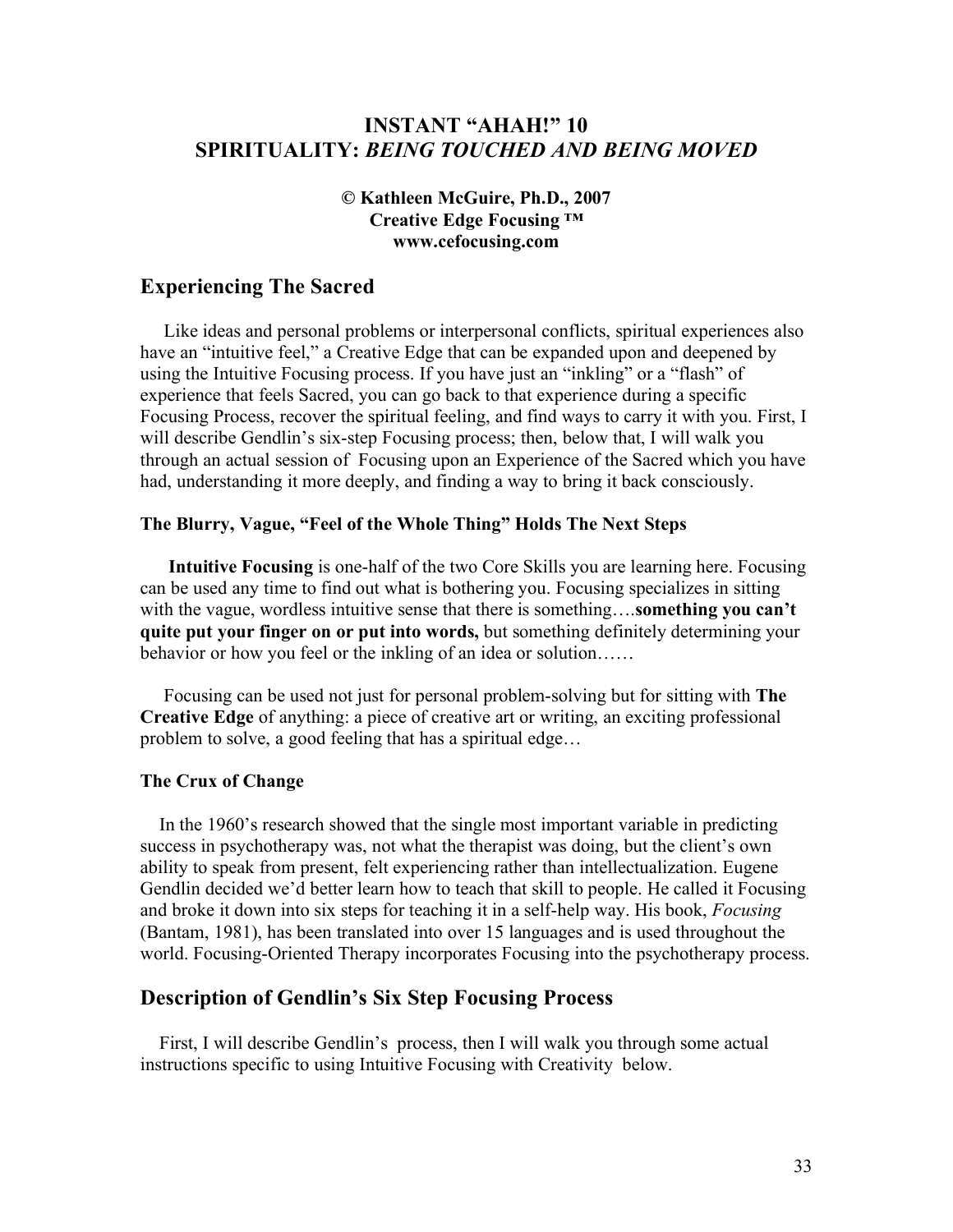## INSTANT "AHAH!" 10
## SPIRITUALITY: *BEING TOUCHED AND BEING MOVED*

**© Kathleen McGuire, Ph.D., 2007**
**Creative Edge Focusing ™**
**www.cefocusing.com**

## Experiencing The Sacred

Like ideas and personal problems or interpersonal conflicts, spiritual experiences also have an "intuitive feel," a Creative Edge that can be expanded upon and deepened by using the Intuitive Focusing process. If you have just an "inkling" or a "flash" of experience that feels Sacred, you can go back to that experience during a specific Focusing Process, recover the spiritual feeling, and find ways to carry it with you. First, I will describe Gendlin's six-step Focusing process; then, below that, I will walk you through an actual session of Focusing upon an Experience of the Sacred which you have had, understanding it more deeply, and finding a way to bring it back consciously.

#### The Blurry, Vague, "Feel of the Whole Thing" Holds The Next Steps

**Intuitive Focusing** is one-half of the two Core Skills you are learning here. Focusing can be used any time to find out what is bothering you. Focusing specializes in sitting with the vague, wordless intuitive sense that there is something….**something you can't quite put your finger on or put into words,** but something definitely determining your behavior or how you feel or the inkling of an idea or solution……

Focusing can be used not just for personal problem-solving but for sitting with **The Creative Edge** of anything: a piece of creative art or writing, an exciting professional problem to solve, a good feeling that has a spiritual edge…

#### The Crux of Change

In the 1960's research showed that the single most important variable in predicting success in psychotherapy was, not what the therapist was doing, but the client's own ability to speak from present, felt experiencing rather than intellectualization. Eugene Gendlin decided we'd better learn how to teach that skill to people. He called it Focusing and broke it down into six steps for teaching it in a self-help way. His book, *Focusing* (Bantam, 1981), has been translated into over 15 languages and is used throughout the world. Focusing-Oriented Therapy incorporates Focusing into the psychotherapy process.

## Description of Gendlin's Six Step Focusing Process

First, I will describe Gendlin's process, then I will walk you through some actual instructions specific to using Intuitive Focusing with Creativity below.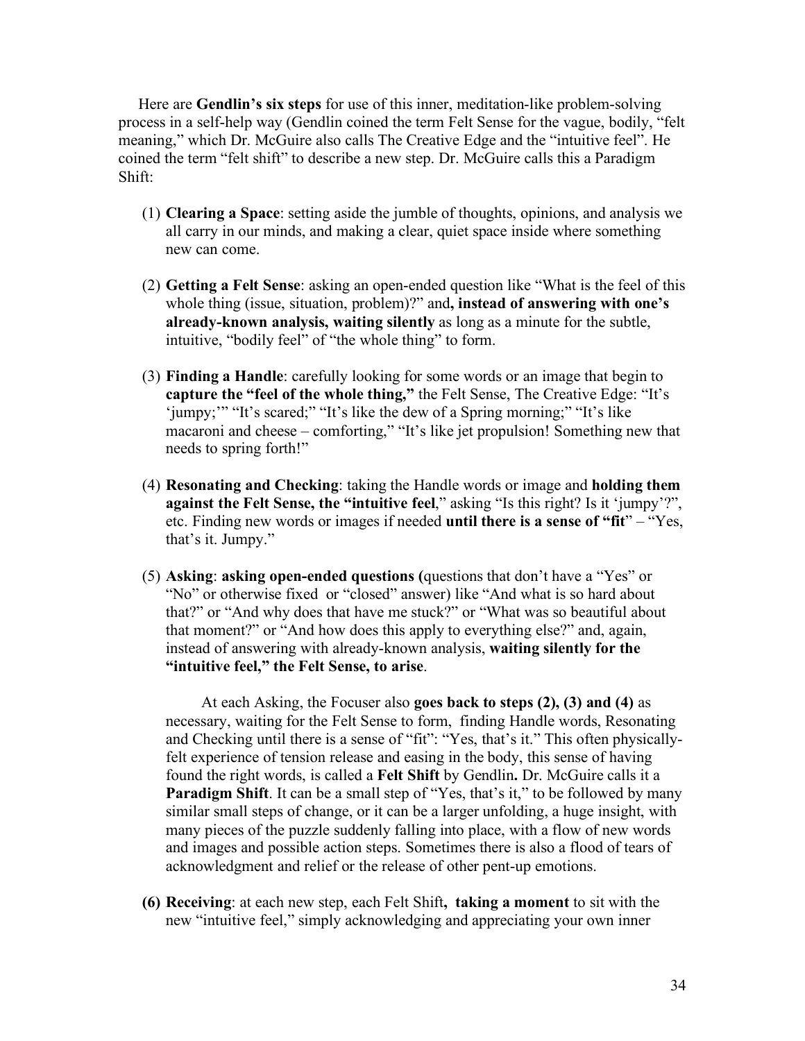Here are **Gendlin's six steps** for use of this inner, meditation-like problem-solving process in a self-help way (Gendlin coined the term Felt Sense for the vague, bodily, "felt meaning," which Dr. McGuire also calls The Creative Edge and the "intuitive feel". He coined the term "felt shift" to describe a new step. Dr. McGuire calls this a Paradigm Shift:

(1) **Clearing a Space**: setting aside the jumble of thoughts, opinions, and analysis we all carry in our minds, and making a clear, quiet space inside where something new can come.

(2) **Getting a Felt Sense**: asking an open-ended question like "What is the feel of this whole thing (issue, situation, problem)?" and**, instead of answering with one's already-known analysis, waiting silently** as long as a minute for the subtle, intuitive, "bodily feel" of "the whole thing" to form.

(3) **Finding a Handle**: carefully looking for some words or an image that begin to **capture the "feel of the whole thing,"** the Felt Sense, The Creative Edge: "It's 'jumpy;'" "It's scared;" "It's like the dew of a Spring morning;" "It's like macaroni and cheese – comforting," "It's like jet propulsion! Something new that needs to spring forth!"

(4) **Resonating and Checking**: taking the Handle words or image and **holding them against the Felt Sense, the "intuitive feel**," asking "Is this right? Is it 'jumpy'?", etc. Finding new words or images if needed **until there is a sense of "fit**" – "Yes, that's it. Jumpy."

(5) **Asking**: **asking open-ended questions (**questions that don't have a "Yes" or "No" or otherwise fixed or "closed" answer) like "And what is so hard about that?" or "And why does that have me stuck?" or "What was so beautiful about that moment?" or "And how does this apply to everything else?" and, again, instead of answering with already-known analysis, **waiting silently for the "intuitive feel," the Felt Sense, to arise**.

At each Asking, the Focuser also **goes back to steps (2), (3) and (4)** as necessary, waiting for the Felt Sense to form, finding Handle words, Resonating and Checking until there is a sense of "fit": "Yes, that's it." This often physically-felt experience of tension release and easing in the body, this sense of having found the right words, is called a **Felt Shift** by Gendlin**.** Dr. McGuire calls it a **Paradigm Shift**. It can be a small step of "Yes, that's it," to be followed by many similar small steps of change, or it can be a larger unfolding, a huge insight, with many pieces of the puzzle suddenly falling into place, with a flow of new words and images and possible action steps. Sometimes there is also a flood of tears of acknowledgment and relief or the release of other pent-up emotions.

**(6) Receiving**: at each new step, each Felt Shift**, taking a moment** to sit with the new "intuitive feel," simply acknowledging and appreciating your own inner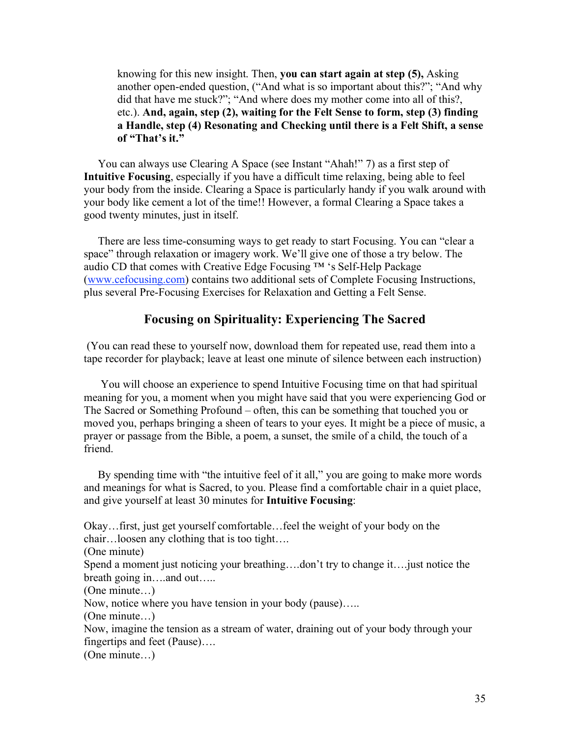knowing for this new insight. Then, **you can start again at step (5),** Asking another open-ended question, ("And what is so important about this?"; "And why did that have me stuck?"; "And where does my mother come into all of this?, etc.). **And, again, step (2), waiting for the Felt Sense to form, step (3) finding a Handle, step (4) Resonating and Checking until there is a Felt Shift, a sense of "That's it."**

You can always use Clearing A Space (see Instant "Ahah!" 7) as a first step of **Intuitive Focusing**, especially if you have a difficult time relaxing, being able to feel your body from the inside. Clearing a Space is particularly handy if you walk around with your body like cement a lot of the time!! However, a formal Clearing a Space takes a good twenty minutes, just in itself.

There are less time-consuming ways to get ready to start Focusing. You can "clear a space" through relaxation or imagery work. We'll give one of those a try below. The audio CD that comes with Creative Edge Focusing ™ 's Self-Help Package (www.cefocusing.com) contains two additional sets of Complete Focusing Instructions, plus several Pre-Focusing Exercises for Relaxation and Getting a Felt Sense.

## Focusing on Spirituality: Experiencing The Sacred

(You can read these to yourself now, download them for repeated use, read them into a tape recorder for playback; leave at least one minute of silence between each instruction)

You will choose an experience to spend Intuitive Focusing time on that had spiritual meaning for you, a moment when you might have said that you were experiencing God or The Sacred or Something Profound – often, this can be something that touched you or moved you, perhaps bringing a sheen of tears to your eyes. It might be a piece of music, a prayer or passage from the Bible, a poem, a sunset, the smile of a child, the touch of a friend.

By spending time with "the intuitive feel of it all," you are going to make more words and meanings for what is Sacred, to you. Please find a comfortable chair in a quiet place, and give yourself at least 30 minutes for **Intuitive Focusing**:

Okay…first, just get yourself comfortable…feel the weight of your body on the chair…loosen any clothing that is too tight….
(One minute)
Spend a moment just noticing your breathing….don't try to change it….just notice the breath going in….and out…..
(One minute…)
Now, notice where you have tension in your body (pause)…..
(One minute…)
Now, imagine the tension as a stream of water, draining out of your body through your fingertips and feet (Pause)….
(One minute…)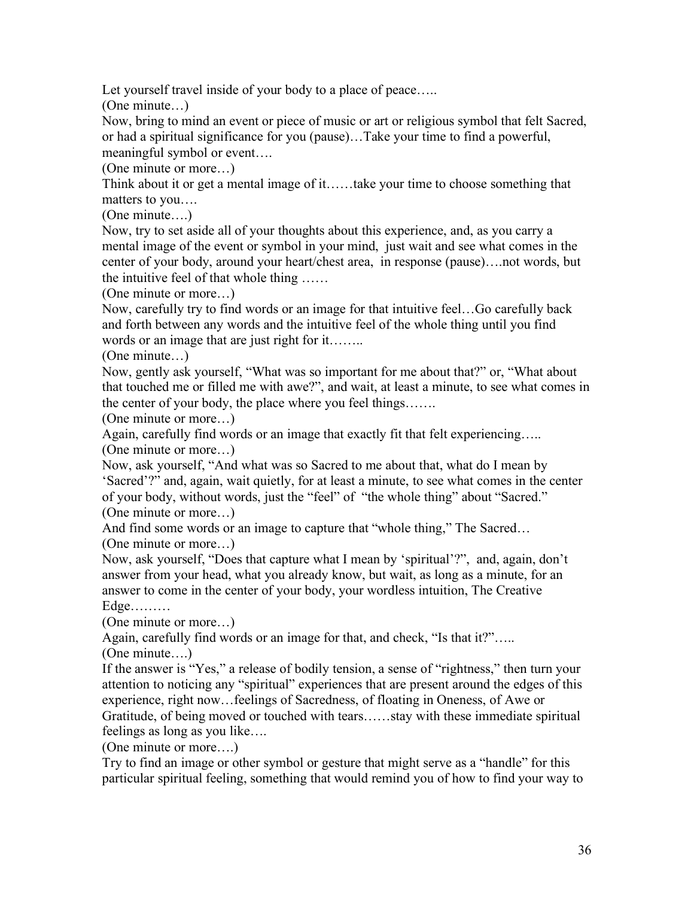Let yourself travel inside of your body to a place of peace…..

(One minute…)

Now, bring to mind an event or piece of music or art or religious symbol that felt Sacred, or had a spiritual significance for you (pause)…Take your time to find a powerful, meaningful symbol or event….

(One minute or more…)

Think about it or get a mental image of it……take your time to choose something that matters to you….

(One minute….)

Now, try to set aside all of your thoughts about this experience, and, as you carry a mental image of the event or symbol in your mind, just wait and see what comes in the center of your body, around your heart/chest area, in response (pause)….not words, but the intuitive feel of that whole thing ……

(One minute or more…)

Now, carefully try to find words or an image for that intuitive feel…Go carefully back and forth between any words and the intuitive feel of the whole thing until you find words or an image that are just right for it……..

(One minute…)

Now, gently ask yourself, "What was so important for me about that?" or, "What about that touched me or filled me with awe?", and wait, at least a minute, to see what comes in the center of your body, the place where you feel things…….

(One minute or more…)

Again, carefully find words or an image that exactly fit that felt experiencing…..

(One minute or more…)

Now, ask yourself, "And what was so Sacred to me about that, what do I mean by 'Sacred'?" and, again, wait quietly, for at least a minute, to see what comes in the center of your body, without words, just the "feel" of "the whole thing" about "Sacred."

(One minute or more…)

And find some words or an image to capture that "whole thing," The Sacred…

(One minute or more…)

Now, ask yourself, "Does that capture what I mean by 'spiritual'?", and, again, don't answer from your head, what you already know, but wait, as long as a minute, for an answer to come in the center of your body, your wordless intuition, The Creative Edge………

(One minute or more…)

Again, carefully find words or an image for that, and check, "Is that it?"…..

(One minute….)

If the answer is "Yes," a release of bodily tension, a sense of "rightness," then turn your attention to noticing any "spiritual" experiences that are present around the edges of this experience, right now…feelings of Sacredness, of floating in Oneness, of Awe or Gratitude, of being moved or touched with tears……stay with these immediate spiritual feelings as long as you like….

(One minute or more….)

Try to find an image or other symbol or gesture that might serve as a "handle" for this particular spiritual feeling, something that would remind you of how to find your way to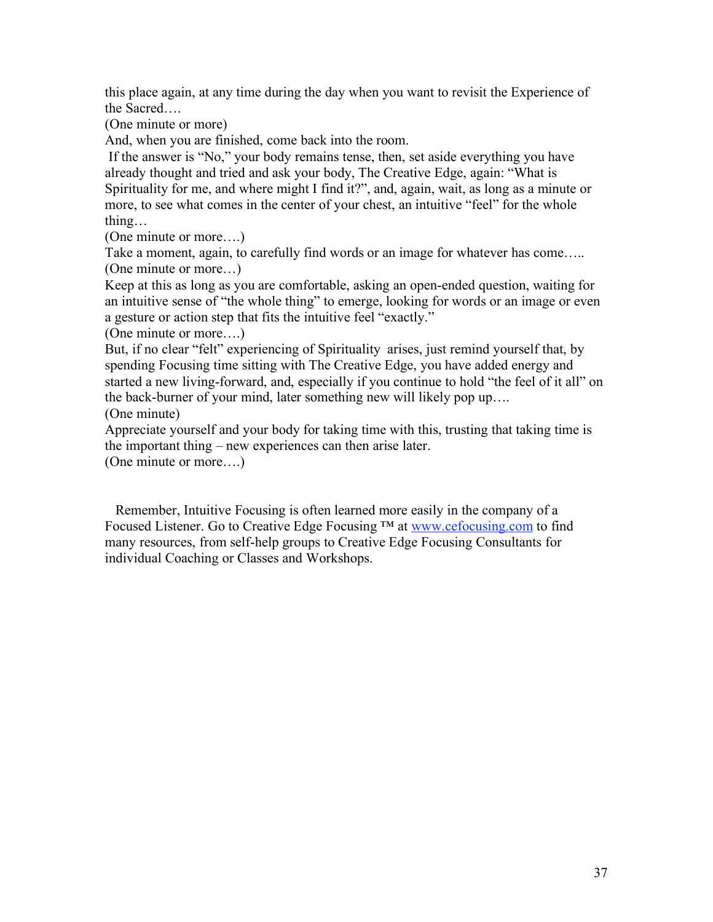this place again, at any time during the day when you want to revisit the Experience of the Sacred….

(One minute or more)

And, when you are finished, come back into the room.

If the answer is "No," your body remains tense, then, set aside everything you have already thought and tried and ask your body, The Creative Edge, again: "What is Spirituality for me, and where might I find it?", and, again, wait, as long as a minute or more, to see what comes in the center of your chest, an intuitive "feel" for the whole thing…

(One minute or more….)

Take a moment, again, to carefully find words or an image for whatever has come…..

(One minute or more…)

Keep at this as long as you are comfortable, asking an open-ended question, waiting for an intuitive sense of "the whole thing" to emerge, looking for words or an image or even a gesture or action step that fits the intuitive feel "exactly."

(One minute or more….)

But, if no clear "felt" experiencing of Spirituality arises, just remind yourself that, by spending Focusing time sitting with The Creative Edge, you have added energy and started a new living-forward, and, especially if you continue to hold "the feel of it all" on the back-burner of your mind, later something new will likely pop up….

(One minute)

Appreciate yourself and your body for taking time with this, trusting that taking time is the important thing – new experiences can then arise later.

(One minute or more….)

Remember, Intuitive Focusing is often learned more easily in the company of a Focused Listener. Go to Creative Edge Focusing ™ at [www.cefocusing.com](http://www.cefocusing.com) to find many resources, from self-help groups to Creative Edge Focusing Consultants for individual Coaching or Classes and Workshops.